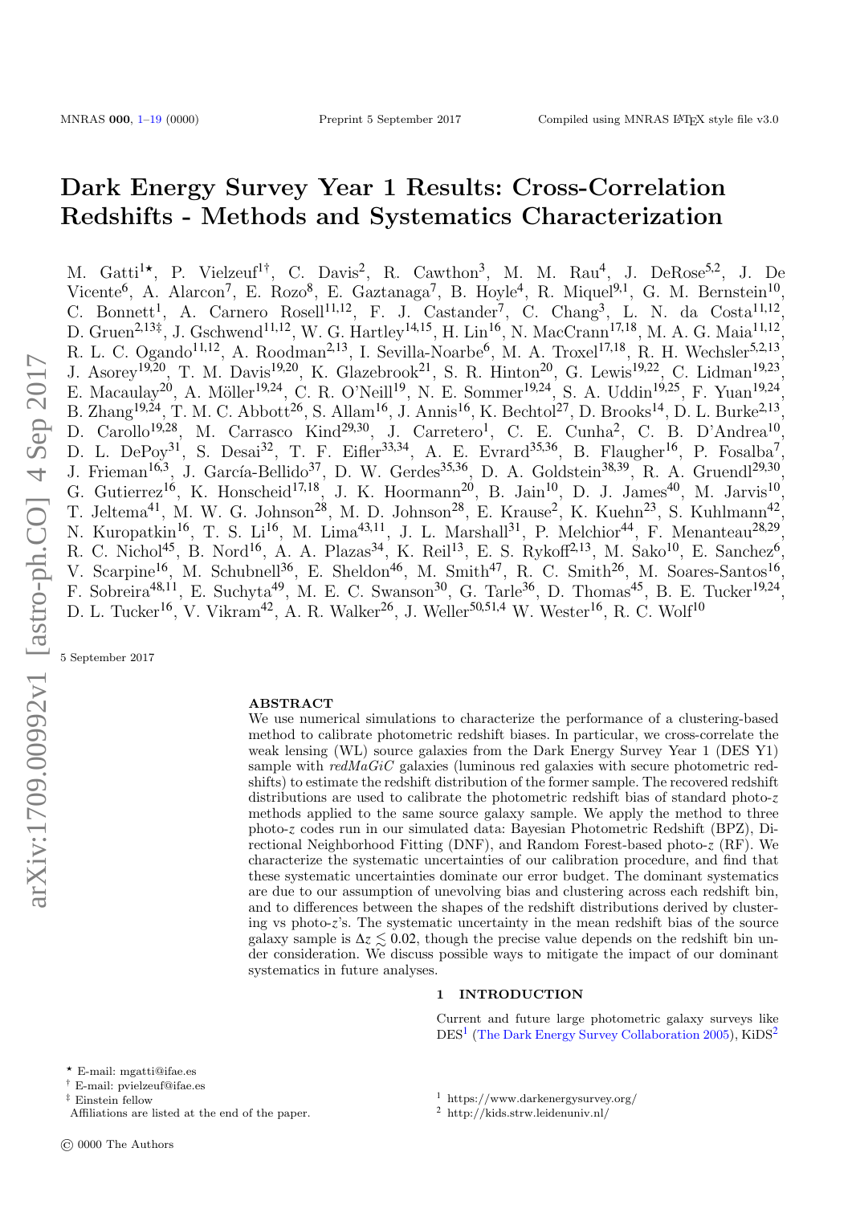# Dark Energy Survey Year 1 Results: Cross-Correlation Redshifts - Methods and Systematics Characterization

M. Gatti[1⋆], P. Vielzeuf[1†], C. Davis[2], R. Cawthon[3], M. M. Rau[4], J. DeRose[5,2], J. De Vicente[6], A. Alarcon[7], E. Rozo[8], E. Gaztanaga[7], B. Hoyle[4], R. Miquel[9,1], G. M. Bernstein[10], C. Bonnett[1], A. Carnero Rosell[11,12], F. J. Castander[7], C. Chang[3], L. N. da Costa[11,12], D. Gruen[2,13‡], J. Gschwend[11,12], W. G. Hartley[14,15], H. Lin[16], N. MacCrann[17,18], M. A. G. Maia[11,12], R. L. C. Ogando[11,12], A. Roodman[2,13], I. Sevilla-Noarbe[6], M. A. Troxel[17,18], R. H. Wechsler[5,2,13], J. Asorey[19,20], T. M. Davis[19,20], K. Glazebrook[21], S. R. Hinton[20], G. Lewis[19,22], C. Lidman[19,23], E. Macaulay[20], A. Möller[19,24], C. R. O'Neill[19], N. E. Sommer[19,24], S. A. Uddin[19,25], F. Yuan[19,24], B. Zhang[19,24], T. M. C. Abbott[26], S. Allam[16], J. Annis[16], K. Bechtol[27], D. Brooks[14], D. L. Burke[2,13], D. Carollo[19,28], M. Carrasco Kind[29,30], J. Carretero[1], C. E. Cunha[2], C. B. D'Andrea[10], D. L. DePoy[31], S. Desai[32], T. F. Eifler[33,34], A. E. Evrard[35,36], B. Flaugher[16], P. Fosalba[7], J. Frieman[16,3], J. García-Bellido[37], D. W. Gerdes[35,36], D. A. Goldstein[38,39], R. A. Gruendl[29,30], G. Gutierrez[16], K. Honscheid[17,18], J. K. Hoormann[20], B. Jain[10], D. J. James[40], M. Jarvis[10], T. Jeltema[41], M. W. G. Johnson[28], M. D. Johnson[28], E. Krause[2], K. Kuehn[23], S. Kuhlmann[42], N. Kuropatkin[16], T. S. Li[16], M. Lima[43,11], J. L. Marshall[31], P. Melchior[44], F. Menanteau[28,29], R. C. Nichol[45], B. Nord[16], A. A. Plazas[34], K. Reil[13], E. S. Rykoff[2,13], M. Sako[10], E. Sanchez[6], V. Scarpine[16], M. Schubnell[36], E. Sheldon[46], M. Smith[47], R. C. Smith[26], M. Soares-Santos[16], F. Sobreira[48,11], E. Suchyta[49], M. E. C. Swanson[30], G. Tarle[36], D. Thomas[45], B. E. Tucker[19,24], D. L. Tucker[16], V. Vikram[42], A. R. Walker[26], J. Weller[50,51,4] W. Wester[16], R. C. Wolf[10]

5 September 2017

## ABSTRACT

We use numerical simulations to characterize the performance of a clustering-based method to calibrate photometric redshift biases. In particular, we cross-correlate the weak lensing (WL) source galaxies from the Dark Energy Survey Year 1 (DES Y1) sample with *redMaGiC* galaxies (luminous red galaxies with secure photometric redshifts) to estimate the redshift distribution of the former sample. The recovered redshift distributions are used to calibrate the photometric redshift bias of standard photo-$z$ methods applied to the same source galaxy sample. We apply the method to three photo-$z$ codes run in our simulated data: Bayesian Photometric Redshift (BPZ), Directional Neighborhood Fitting (DNF), and Random Forest-based photo-$z$ (RF). We characterize the systematic uncertainties of our calibration procedure, and find that these systematic uncertainties dominate our error budget. The dominant systematics are due to our assumption of unevolving bias and clustering across each redshift bin, and to differences between the shapes of the redshift distributions derived by clustering vs photo-$z$'s. The systematic uncertainty in the mean redshift bias of the source galaxy sample is $\Delta z \lesssim 0.02$, though the precise value depends on the redshift bin under consideration. We discuss possible ways to mitigate the impact of our dominant systematics in future analyses.

## 1 INTRODUCTION

Current and future large photometric galaxy surveys like DES[1] (The Dark Energy Survey Collaboration 2005), KiDS[2]

⋆ E-mail: mgatti@ifae.es
† E-mail: pvielzeuf@ifae.es
‡ Einstein fellow
Affiliations are listed at the end of the paper.

[1] https://www.darkenergysurvey.org/
[2] http://kids.strw.leidenuniv.nl/

© 0000 The Authors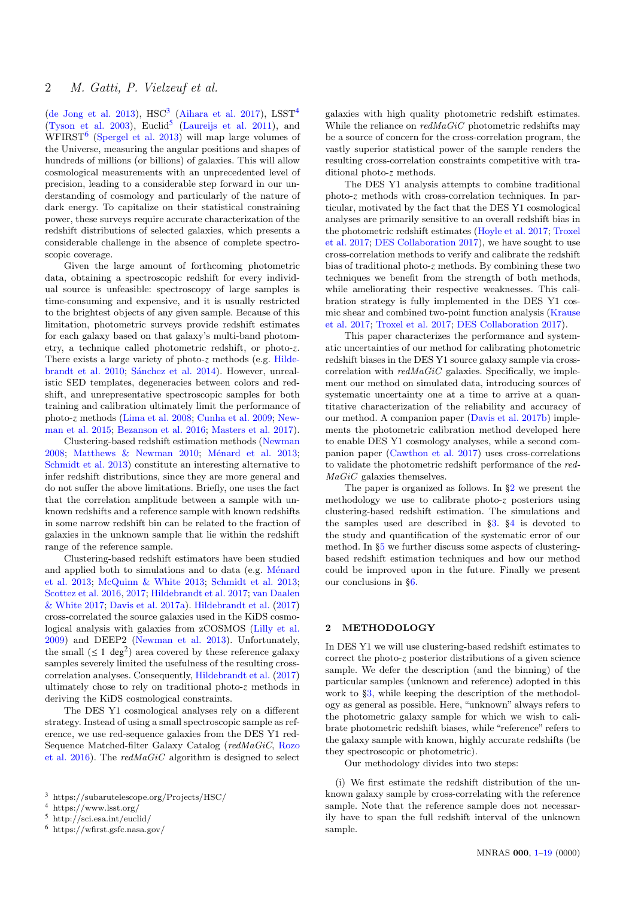(de Jong et al. 2013), HSC[3] (Aihara et al. 2017), LSST[4] (Tyson et al. 2003), Euclid[5] (Laureijs et al. 2011), and WFIRST[6] (Spergel et al. 2013) will map large volumes of the Universe, measuring the angular positions and shapes of hundreds of millions (or billions) of galaxies. This will allow cosmological measurements with an unprecedented level of precision, leading to a considerable step forward in our understanding of cosmology and particularly of the nature of dark energy. To capitalize on their statistical constraining power, these surveys require accurate characterization of the redshift distributions of selected galaxies, which presents a considerable challenge in the absence of complete spectroscopic coverage.

Given the large amount of forthcoming photometric data, obtaining a spectroscopic redshift for every individual source is unfeasible: spectroscopy of large samples is time-consuming and expensive, and it is usually restricted to the brightest objects of any given sample. Because of this limitation, photometric surveys provide redshift estimates for each galaxy based on that galaxy's multi-band photometry, a technique called photometric redshift, or photo-$z$. There exists a large variety of photo-$z$ methods (e.g. Hildebrandt et al. 2010; Sánchez et al. 2014). However, unrealistic SED templates, degeneracies between colors and redshift, and unrepresentative spectroscopic samples for both training and calibration ultimately limit the performance of photo-$z$ methods (Lima et al. 2008; Cunha et al. 2009; Newman et al. 2015; Bezanson et al. 2016; Masters et al. 2017).

Clustering-based redshift estimation methods (Newman 2008; Matthews & Newman 2010; Ménard et al. 2013; Schmidt et al. 2013) constitute an interesting alternative to infer redshift distributions, since they are more general and do not suffer the above limitations. Briefly, one uses the fact that the correlation amplitude between a sample with unknown redshifts and a reference sample with known redshifts in some narrow redshift bin can be related to the fraction of galaxies in the unknown sample that lie within the redshift range of the reference sample.

Clustering-based redshift estimators have been studied and applied both to simulations and to data (e.g. Ménard et al. 2013; McQuinn & White 2013; Schmidt et al. 2013; Scottez et al. 2016, 2017; Hildebrandt et al. 2017; van Daalen & White 2017; Davis et al. 2017a). Hildebrandt et al. (2017) cross-correlated the source galaxies used in the KiDS cosmological analysis with galaxies from zCOSMOS (Lilly et al. 2009) and DEEP2 (Newman et al. 2013). Unfortunately, the small ($\leq 1$ deg$^2$) area covered by these reference galaxy samples severely limited the usefulness of the resulting cross-correlation analyses. Consequently, Hildebrandt et al. (2017) ultimately chose to rely on traditional photo-$z$ methods in deriving the KiDS cosmological constraints.

The DES Y1 cosmological analyses rely on a different strategy. Instead of using a small spectroscopic sample as reference, we use red-sequence galaxies from the DES Y1 red-Sequence Matched-filter Galaxy Catalog (*redMaGiC*, Rozo et al. 2016). The *redMaGiC* algorithm is designed to select galaxies with high quality photometric redshift estimates. While the reliance on *redMaGiC* photometric redshifts may be a source of concern for the cross-correlation program, the vastly superior statistical power of the sample renders the resulting cross-correlation constraints competitive with traditional photo-$z$ methods.

The DES Y1 analysis attempts to combine traditional photo-$z$ methods with cross-correlation techniques. In particular, motivated by the fact that the DES Y1 cosmological analyses are primarily sensitive to an overall redshift bias in the photometric redshift estimates (Hoyle et al. 2017; Troxel et al. 2017; DES Collaboration 2017), we have sought to use cross-correlation methods to verify and calibrate the redshift bias of traditional photo-$z$ methods. By combining these two techniques we benefit from the strength of both methods, while ameliorating their respective weaknesses. This calibration strategy is fully implemented in the DES Y1 cosmic shear and combined two-point function analysis (Krause et al. 2017; Troxel et al. 2017; DES Collaboration 2017).

This paper characterizes the performance and systematic uncertainties of our method for calibrating photometric redshift biases in the DES Y1 source galaxy sample via cross-correlation with *redMaGiC* galaxies. Specifically, we implement our method on simulated data, introducing sources of systematic uncertainty one at a time to arrive at a quantitative characterization of the reliability and accuracy of our method. A companion paper (Davis et al. 2017b) implements the photometric calibration method developed here to enable DES Y1 cosmology analyses, while a second companion paper (Cawthon et al. 2017) uses cross-correlations to validate the photometric redshift performance of the *redMaGiC* galaxies themselves.

The paper is organized as follows. In §2 we present the methodology we use to calibrate photo-$z$ posteriors using clustering-based redshift estimation. The simulations and the samples used are described in §3. §4 is devoted to the study and quantification of the systematic error of our method. In §5 we further discuss some aspects of clustering-based redshift estimation techniques and how our method could be improved upon in the future. Finally we present our conclusions in §6.

## 2 METHODOLOGY

In DES Y1 we will use clustering-based redshift estimates to correct the photo-$z$ posterior distributions of a given science sample. We defer the description (and the binning) of the particular samples (unknown and reference) adopted in this work to §3, while keeping the description of the methodology as general as possible. Here, "unknown" always refers to the photometric galaxy sample for which we wish to calibrate photometric redshift biases, while "reference" refers to the galaxy sample with known, highly accurate redshifts (be they spectroscopic or photometric).

Our methodology divides into two steps:

(i) We first estimate the redshift distribution of the unknown galaxy sample by cross-correlating with the reference sample. Note that the reference sample does not necessarily have to span the full redshift interval of the unknown sample.

[3] https://subarutelescope.org/Projects/HSC/
[4] https://www.lsst.org/
[5] http://sci.esa.int/euclid/
[6] https://wfirst.gsfc.nasa.gov/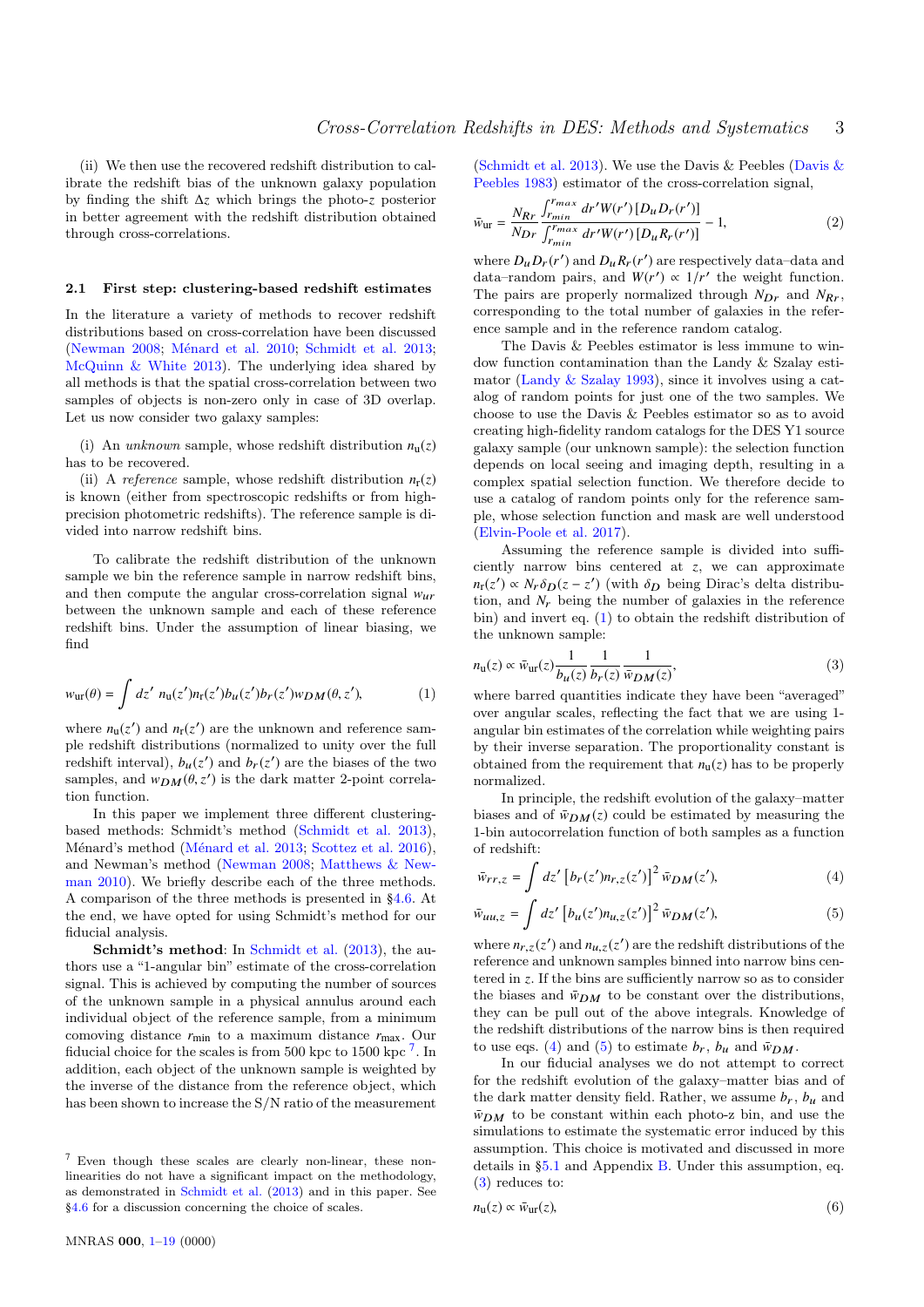(ii) We then use the recovered redshift distribution to calibrate the redshift bias of the unknown galaxy population by finding the shift $\Delta z$ which brings the photo-$z$ posterior in better agreement with the redshift distribution obtained through cross-correlations.

### 2.1 First step: clustering-based redshift estimates

In the literature a variety of methods to recover redshift distributions based on cross-correlation have been discussed (Newman 2008; Ménard et al. 2010; Schmidt et al. 2013; McQuinn & White 2013). The underlying idea shared by all methods is that the spatial cross-correlation between two samples of objects is non-zero only in case of 3D overlap. Let us now consider two galaxy samples:

(i) An *unknown* sample, whose redshift distribution $n_{\rm u}(z)$ has to be recovered.

(ii) A *reference* sample, whose redshift distribution $n_{\rm r}(z)$ is known (either from spectroscopic redshifts or from high-precision photometric redshifts). The reference sample is divided into narrow redshift bins.

To calibrate the redshift distribution of the unknown sample we bin the reference sample in narrow redshift bins, and then compute the angular cross-correlation signal $w_{ur}$ between the unknown sample and each of these reference redshift bins. Under the assumption of linear biasing, we find

$$w_{\rm ur}(\theta) = \int dz' \; n_{\rm u}(z') n_{\rm r}(z') b_u(z') b_r(z') w_{DM}(\theta, z'), \tag{1}$$

where $n_{\rm u}(z')$ and $n_{\rm r}(z')$ are the unknown and reference sample redshift distributions (normalized to unity over the full redshift interval), $b_u(z')$ and $b_r(z')$ are the biases of the two samples, and $w_{DM}(\theta, z')$ is the dark matter 2-point correlation function.

In this paper we implement three different clustering-based methods: Schmidt's method (Schmidt et al. 2013), Ménard's method (Ménard et al. 2013; Scottez et al. 2016), and Newman's method (Newman 2008; Matthews & Newman 2010). We briefly describe each of the three methods. A comparison of the three methods is presented in §4.6. At the end, we have opted for using Schmidt's method for our fiducial analysis.

**Schmidt's method**: In Schmidt et al. (2013), the authors use a "1-angular bin" estimate of the cross-correlation signal. This is achieved by computing the number of sources of the unknown sample in a physical annulus around each individual object of the reference sample, from a minimum comoving distance $r_{\rm min}$ to a maximum distance $r_{\rm max}$. Our fiducial choice for the scales is from 500 kpc to 1500 kpc [7]. In addition, each object of the unknown sample is weighted by the inverse of the distance from the reference object, which has been shown to increase the S/N ratio of the measurement (Schmidt et al. 2013). We use the Davis & Peebles (Davis & Peebles 1983) estimator of the cross-correlation signal,

$$\bar{w}_{\rm ur} = \frac{N_{Rr}}{N_{Dr}} \frac{\int_{r_{min}}^{r_{max}} dr' W(r') \left[D_u D_r(r')\right]}{\int_{r_{min}}^{r_{max}} dr' W(r') \left[D_u R_r(r')\right]} - 1, \tag{2}$$

where $D_u D_r(r')$ and $D_u R_r(r')$ are respectively data–data and data–random pairs, and $W(r') \propto 1/r'$ the weight function. The pairs are properly normalized through $N_{Dr}$ and $N_{Rr}$, corresponding to the total number of galaxies in the reference sample and in the reference random catalog.

The Davis & Peebles estimator is less immune to window function contamination than the Landy & Szalay estimator (Landy & Szalay 1993), since it involves using a catalog of random points for just one of the two samples. We choose to use the Davis & Peebles estimator so as to avoid creating high-fidelity random catalogs for the DES Y1 source galaxy sample (our unknown sample): the selection function depends on local seeing and imaging depth, resulting in a complex spatial selection function. We therefore decide to use a catalog of random points only for the reference sample, whose selection function and mask are well understood (Elvin-Poole et al. 2017).

Assuming the reference sample is divided into sufficiently narrow bins centered at $z$, we can approximate $n_{\rm r}(z') \propto N_r \delta_D(z - z')$ (with $\delta_D$ being Dirac's delta distribution, and $N_r$ being the number of galaxies in the reference bin) and invert eq. (1) to obtain the redshift distribution of the unknown sample:

$$n_{\rm u}(z) \propto \bar{w}_{\rm ur}(z) \frac{1}{b_u(z)} \frac{1}{b_r(z)} \frac{1}{\bar{w}_{DM}(z)}, \tag{3}$$

where barred quantities indicate they have been "averaged" over angular scales, reflecting the fact that we are using 1-angular bin estimates of the correlation while weighting pairs by their inverse separation. The proportionality constant is obtained from the requirement that $n_{\rm u}(z)$ has to be properly normalized.

In principle, the redshift evolution of the galaxy–matter biases and of $\bar{w}_{DM}(z)$ could be estimated by measuring the 1-bin autocorrelation function of both samples as a function of redshift:

$$\bar{w}_{rr,z} = \int dz' \left[b_r(z') n_{r,z}(z')\right]^2 \bar{w}_{DM}(z'), \tag{4}$$

$$\bar{w}_{uu,z} = \int dz' \left[b_u(z') n_{u,z}(z')\right]^2 \bar{w}_{DM}(z'), \tag{5}$$

where $n_{r,z}(z')$ and $n_{u,z}(z')$ are the redshift distributions of the reference and unknown samples binned into narrow bins centered in $z$. If the bins are sufficiently narrow so as to consider the biases and $\bar{w}_{DM}$ to be constant over the distributions, they can be pull out of the above integrals. Knowledge of the redshift distributions of the narrow bins is then required to use eqs. (4) and (5) to estimate $b_r$, $b_u$ and $\bar{w}_{DM}$.

In our fiducial analyses we do not attempt to correct for the redshift evolution of the galaxy–matter bias and of the dark matter density field. Rather, we assume $b_r$, $b_u$ and $\bar{w}_{DM}$ to be constant within each photo-z bin, and use the simulations to estimate the systematic error induced by this assumption. This choice is motivated and discussed in more details in §5.1 and Appendix B. Under this assumption, eq. (3) reduces to:

$$n_{\rm u}(z) \propto \bar{w}_{\rm ur}(z), \tag{6}$$

[7] Even though these scales are clearly non-linear, these non-linearities do not have a significant impact on the methodology, as demonstrated in Schmidt et al. (2013) and in this paper. See §4.6 for a discussion concerning the choice of scales.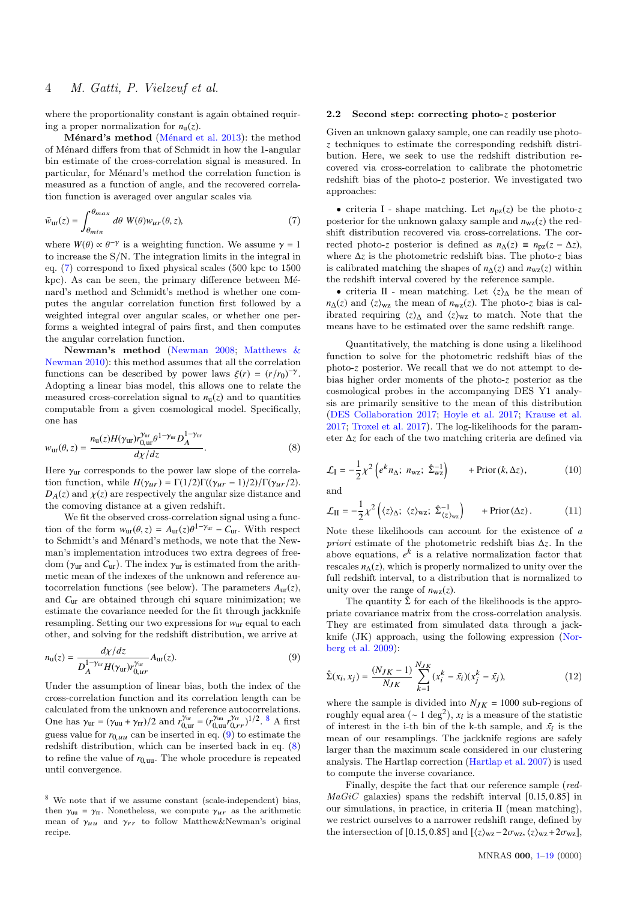where the proportionality constant is again obtained requiring a proper normalization for $n_{\rm u}(z)$.

**Ménard's method** (Ménard et al. 2013): the method of Ménard differs from that of Schmidt in how the 1-angular bin estimate of the cross-correlation signal is measured. In particular, for Ménard's method the correlation function is measured as a function of angle, and the recovered correlation function is averaged over angular scales via

$$\bar{w}_{\rm ur}(z) = \int_{\theta_{min}}^{\theta_{max}} d\theta \; W(\theta) w_{ur}(\theta, z), \tag{7}$$

where $W(\theta) \propto \theta^{-\gamma}$ is a weighting function. We assume $\gamma = 1$ to increase the S/N. The integration limits in the integral in eq. (7) correspond to fixed physical scales (500 kpc to 1500 kpc). As can be seen, the primary difference between Ménard's method and Schmidt's method is whether one computes the angular correlation function first followed by a weighted integral over angular scales, or whether one performs a weighted integral of pairs first, and then computes the angular correlation function.

**Newman's method** (Newman 2008; Matthews & Newman 2010): this method assumes that all the correlation functions can be described by power laws $\xi(r) = (r/r_0)^{-\gamma}$. Adopting a linear bias model, this allows one to relate the measured cross-correlation signal to $n_{\rm u}(z)$ and to quantities computable from a given cosmological model. Specifically, one has

$$w_{\rm ur}(\theta, z) = \frac{n_{\rm u}(z) H(\gamma_{\rm ur}) r_{0,{\rm ur}}^{\gamma_{\rm ur}} \theta^{1-\gamma_{\rm ur}} D_A^{1-\gamma_{\rm ur}}}{d\chi/dz}. \tag{8}$$

Here $\gamma_{\rm ur}$ corresponds to the power law slope of the correlation function, while $H(\gamma_{ur}) = \Gamma(1/2)\Gamma((\gamma_{ur}-1)/2)/\Gamma(\gamma_{ur}/2)$. $D_A(z)$ and $\chi(z)$ are respectively the angular size distance and the comoving distance at a given redshift.

We fit the observed cross-correlation signal using a function of the form $w_{\rm ur}(\theta, z) = A_{\rm ur}(z)\theta^{1-\gamma_{\rm ur}} - C_{\rm ur}$. With respect to Schmidt's and Ménard's methods, we note that the Newman's implementation introduces two extra degrees of freedom ($\gamma_{\rm ur}$ and $C_{\rm ur}$). The index $\gamma_{\rm ur}$ is estimated from the arithmetic mean of the indexes of the unknown and reference autocorrelation functions (see below). The parameters $A_{\rm ur}(z)$, and $C_{\rm ur}$ are obtained through chi square minimization; we estimate the covariance needed for the fit through jackknife resampling. Setting our two expressions for $w_{\rm ur}$ equal to each other, and solving for the redshift distribution, we arrive at

$$n_{\rm u}(z) = \frac{d\chi/dz}{D_A^{1-\gamma_{\rm ur}} H(\gamma_{\rm ur}) r_{0,ur}^{\gamma_{ur}}} A_{\rm ur}(z). \tag{9}$$

Under the assumption of linear bias, both the index of the cross-correlation function and its correlation length can be calculated from the unknown and reference autocorrelations. One has $\gamma_{\rm ur} = (\gamma_{\rm uu} + \gamma_{\rm rr})/2$ and $r_{0,{\rm ur}}^{\gamma_{\rm ur}} = (r_{0,{\rm uu}}^{\gamma_{\rm uu}} r_{0,rr}^{\gamma_{\rm rr}})^{1/2}$.[8] A first guess value for $r_{0,uu}$ can be inserted in eq. (9) to estimate the redshift distribution, which can be inserted back in eq. (8) to refine the value of $r_{0,{\rm uu}}$. The whole procedure is repeated until convergence.

[8] We note that if we assume constant (scale-independent) bias, then $\gamma_{\rm uu} = \gamma_{\rm rr}$. Nonetheless, we compute $\gamma_{ur}$ as the arithmetic mean of $\gamma_{uu}$ and $\gamma_{rr}$ to follow Matthew&Newman's original recipe.

## 2.2 Second step: correcting photo-z posterior

Given an unknown galaxy sample, one can readily use photo-$z$ techniques to estimate the corresponding redshift distribution. Here, we seek to use the redshift distribution recovered via cross-correlation to calibrate the photometric redshift bias of the photo-$z$ posterior. We investigated two approaches:

- criteria I - shape matching. Let $n_{\rm pz}(z)$ be the photo-$z$ posterior for the unknown galaxy sample and $n_{\rm wz}(z)$ the redshift distribution recovered via cross-correlations. The corrected photo-$z$ posterior is defined as $n_\Delta(z) \equiv n_{\rm pz}(z - \Delta z)$, where $\Delta z$ is the photometric redshift bias. The photo-$z$ bias is calibrated matching the shapes of $n_\Delta(z)$ and $n_{\rm wz}(z)$ within the redshift interval covered by the reference sample.
- criteria II - mean matching. Let $\langle z \rangle_\Delta$ be the mean of $n_\Delta(z)$ and $\langle z \rangle_{\rm wz}$ the mean of $n_{\rm wz}(z)$. The photo-$z$ bias is calibrated requiring $\langle z \rangle_\Delta$ and $\langle z \rangle_{\rm wz}$ to match. Note that the means have to be estimated over the same redshift range.

Quantitatively, the matching is done using a likelihood function to solve for the photometric redshift bias of the photo-$z$ posterior. We recall that we do not attempt to debias higher order moments of the photo-$z$ posterior as the cosmological probes in the accompanying DES Y1 analysis are primarily sensitive to the mean of this distribution (DES Collaboration 2017; Hoyle et al. 2017; Krause et al. 2017; Troxel et al. 2017). The log-likelihoods for the parameter $\Delta z$ for each of the two matching criteria are defined via

$$\mathcal{L}_{\rm I} = -\frac{1}{2}\chi^2 \left( e^k n_\Delta;\; n_{\rm wz};\; \hat{\Sigma}_{\rm wz}^{-1} \right) \qquad + {\rm Prior}\,(k, \Delta z), \tag{10}$$

and

$$\mathcal{L}_{\rm II} = -\frac{1}{2}\chi^2 \left( \langle z \rangle_\Delta;\; \langle z \rangle_{\rm wz};\; \hat{\Sigma}_{\langle z \rangle_{\rm wz}}^{-1} \right) \qquad + {\rm Prior}\,(\Delta z)\,. \tag{11}$$

Note these likelihoods can account for the existence of *a priori* estimate of the photometric redshift bias $\Delta z$. In the above equations, $e^k$ is a relative normalization factor that rescales $n_\Delta(z)$, which is properly normalized to unity over the full redshift interval, to a distribution that is normalized to unity over the range of $n_{\rm wz}(z)$.

The quantity $\hat{\Sigma}$ for each of the likelihoods is the appropriate covariance matrix from the cross-correlation analysis. They are estimated from simulated data through a jackknife (JK) approach, using the following expression (Norberg et al. 2009):

$$\hat{\Sigma}(x_i, x_j) = \frac{(N_{JK} - 1)}{N_{JK}} \sum_{k=1}^{N_{JK}} (x_i^k - \bar{x_i})(x_j^k - \bar{x_j}), \tag{12}$$

where the sample is divided into $N_{JK} = 1000$ sub-regions of roughly equal area ($\sim 1$ deg$^2$), $x_i$ is a measure of the statistic of interest in the i-th bin of the k-th sample, and $\bar{x_i}$ is the mean of our resamplings. The jackknife regions are safely larger than the maximum scale considered in our clustering analysis. The Hartlap correction (Hartlap et al. 2007) is used to compute the inverse covariance.

Finally, despite the fact that our reference sample (*redMaGiC* galaxies) spans the redshift interval [0.15, 0.85] in our simulations, in practice, in criteria II (mean matching), we restrict ourselves to a narrower redshift range, defined by the intersection of [0.15, 0.85] and $[\langle z \rangle_{\rm wz} - 2\sigma_{\rm wz}, \langle z \rangle_{\rm wz} + 2\sigma_{\rm wz}]$,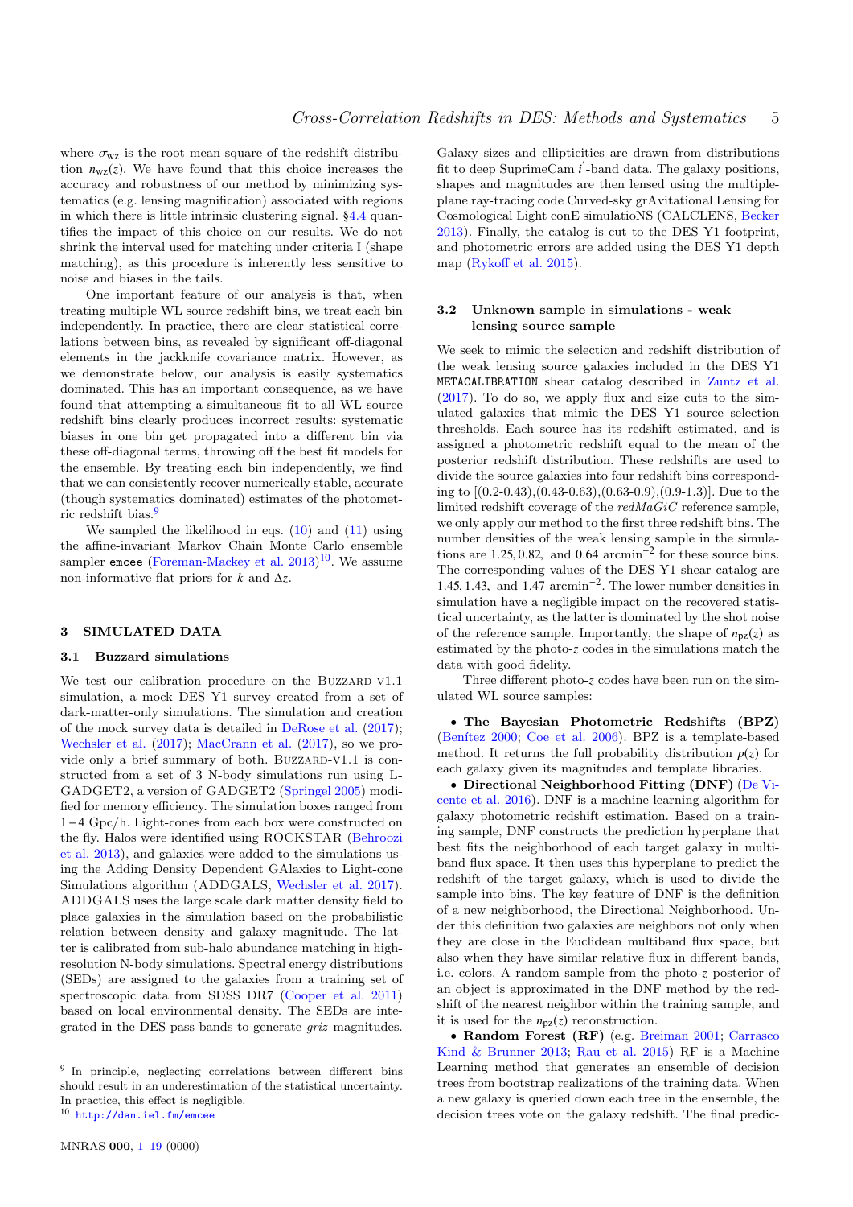where $\sigma_{\rm wz}$ is the root mean square of the redshift distribution $n_{\rm wz}(z)$. We have found that this choice increases the accuracy and robustness of our method by minimizing systematics (e.g. lensing magnification) associated with regions in which there is little intrinsic clustering signal. §4.4 quantifies the impact of this choice on our results. We do not shrink the interval used for matching under criteria I (shape matching), as this procedure is inherently less sensitive to noise and biases in the tails.

One important feature of our analysis is that, when treating multiple WL source redshift bins, we treat each bin independently. In practice, there are clear statistical correlations between bins, as revealed by significant off-diagonal elements in the jackknife covariance matrix. However, as we demonstrate below, our analysis is easily systematics dominated. This has an important consequence, as we have found that attempting a simultaneous fit to all WL source redshift bins clearly produces incorrect results: systematic biases in one bin get propagated into a different bin via these off-diagonal terms, throwing off the best fit models for the ensemble. By treating each bin independently, we find that we can consistently recover numerically stable, accurate (though systematics dominated) estimates of the photometric redshift bias.[9]

We sampled the likelihood in eqs. (10) and (11) using the affine-invariant Markov Chain Monte Carlo ensemble sampler `emcee` (Foreman-Mackey et al. 2013)[10]. We assume non-informative flat priors for $k$ and $\Delta z$.

## 3 SIMULATED DATA

### 3.1 Buzzard simulations

We test our calibration procedure on the Buzzard-v1.1 simulation, a mock DES Y1 survey created from a set of dark-matter-only simulations. The simulation and creation of the mock survey data is detailed in DeRose et al. (2017); Wechsler et al. (2017); MacCrann et al. (2017), so we provide only a brief summary of both. Buzzard-v1.1 is constructed from a set of 3 N-body simulations run using L-GADGET2, a version of GADGET2 (Springel 2005) modified for memory efficiency. The simulation boxes ranged from 1−4 Gpc/h. Light-cones from each box were constructed on the fly. Halos were identified using ROCKSTAR (Behroozi et al. 2013), and galaxies were added to the simulations using the Adding Density Dependent GAlaxies to Light-cone Simulations algorithm (ADDGALS, Wechsler et al. 2017). ADDGALS uses the large scale dark matter density field to place galaxies in the simulation based on the probabilistic relation between density and galaxy magnitude. The latter is calibrated from sub-halo abundance matching in high-resolution N-body simulations. Spectral energy distributions (SEDs) are assigned to the galaxies from a training set of spectroscopic data from SDSS DR7 (Cooper et al. 2011) based on local environmental density. The SEDs are integrated in the DES pass bands to generate *griz* magnitudes. Galaxy sizes and ellipticities are drawn from distributions fit to deep SuprimeCam $i'$-band data. The galaxy positions, shapes and magnitudes are then lensed using the multiple-plane ray-tracing code Curved-sky grAvitational Lensing for Cosmological Light conE simulatioNS (CALCLENS, Becker 2013). Finally, the catalog is cut to the DES Y1 footprint, and photometric errors are added using the DES Y1 depth map (Rykoff et al. 2015).

### 3.2 Unknown sample in simulations - weak lensing source sample

We seek to mimic the selection and redshift distribution of the weak lensing source galaxies included in the DES Y1 `METACALIBRATION` shear catalog described in Zuntz et al. (2017). To do so, we apply flux and size cuts to the simulated galaxies that mimic the DES Y1 source selection thresholds. Each source has its redshift estimated, and is assigned a photometric redshift equal to the mean of the posterior redshift distribution. These redshifts are used to divide the source galaxies into four redshift bins corresponding to [(0.2-0.43),(0.43-0.63),(0.63-0.9),(0.9-1.3)]. Due to the limited redshift coverage of the *redMaGiC* reference sample, we only apply our method to the first three redshift bins. The number densities of the weak lensing sample in the simulations are 1.25, 0.82, and 0.64 arcmin$^{-2}$ for these source bins. The corresponding values of the DES Y1 shear catalog are 1.45, 1.43, and 1.47 arcmin$^{-2}$. The lower number densities in simulation have a negligible impact on the recovered statistical uncertainty, as the latter is dominated by the shot noise of the reference sample. Importantly, the shape of $n_{\rm pz}(z)$ as estimated by the photo-$z$ codes in the simulations match the data with good fidelity.

Three different photo-$z$ codes have been run on the simulated WL source samples:

- **The Bayesian Photometric Redshifts (BPZ)** (Benítez 2000; Coe et al. 2006). BPZ is a template-based method. It returns the full probability distribution $p(z)$ for each galaxy given its magnitudes and template libraries.
- **Directional Neighborhood Fitting (DNF)** (De Vicente et al. 2016). DNF is a machine learning algorithm for galaxy photometric redshift estimation. Based on a training sample, DNF constructs the prediction hyperplane that best fits the neighborhood of each target galaxy in multiband flux space. It then uses this hyperplane to predict the redshift of the target galaxy, which is used to divide the sample into bins. The key feature of DNF is the definition of a new neighborhood, the Directional Neighborhood. Under this definition two galaxies are neighbors not only when they are close in the Euclidean multiband flux space, but also when they have similar relative flux in different bands, i.e. colors. A random sample from the photo-$z$ posterior of an object is approximated in the DNF method by the redshift of the nearest neighbor within the training sample, and it is used for the $n_{\rm pz}(z)$ reconstruction.
- **Random Forest (RF)** (e.g. Breiman 2001; Carrasco Kind & Brunner 2013; Rau et al. 2015) RF is a Machine Learning method that generates an ensemble of decision trees from bootstrap realizations of the training data. When a new galaxy is queried down each tree in the ensemble, the decision trees vote on the galaxy redshift. The final predic-

[9] In principle, neglecting correlations between different bins should result in an underestimation of the statistical uncertainty. In practice, this effect is negligible.

[10] http://dan.iel.fm/emcee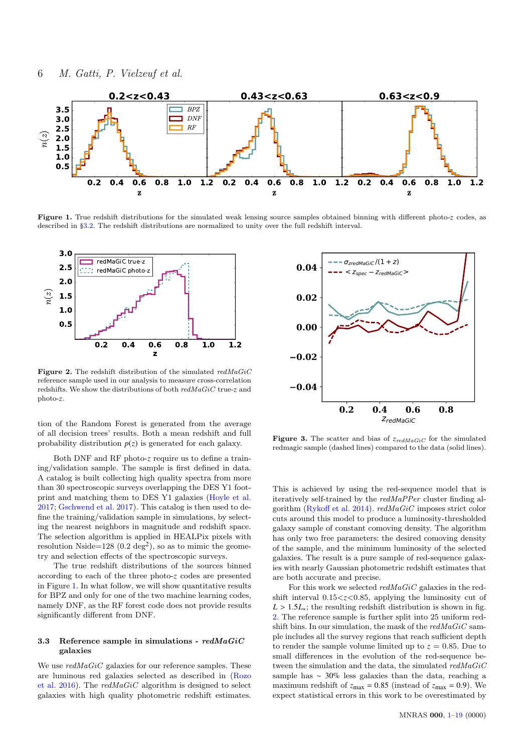**Figure 1.** True redshift distributions for the simulated weak lensing source samples obtained binning with different photo-$z$ codes, as described in §3.2. The redshift distributions are normalized to unity over the full redshift interval.

**Figure 2.** The redshift distribution of the simulated *redMaGiC* reference sample used in our analysis to measure cross-correlation redshifts. We show the distributions of both *redMaGiC* true-$z$ and photo-$z$.

**Figure 3.** The scatter and bias of $z_{redMaGiC}$ for the simulated redmagic sample (dashed lines) compared to the data (solid lines).

tion of the Random Forest is generated from the average of all decision trees' results. Both a mean redshift and full probability distribution $p(z)$ is generated for each galaxy.

Both DNF and RF photo-$z$ require us to define a training/validation sample. The sample is first defined in data. A catalog is built collecting high quality spectra from more than 30 spectroscopic surveys overlapping the DES Y1 footprint and matching them to DES Y1 galaxies (Hoyle et al. 2017; Gschwend et al. 2017). This catalog is then used to define the training/validation sample in simulations, by selecting the nearest neighbors in magnitude and redshift space. The selection algorithm is applied in HEALPix pixels with resolution Nside=128 (0.2 deg$^2$), so as to mimic the geometry and selection effects of the spectroscopic surveys.

The true redshift distributions of the sources binned according to each of the three photo-$z$ codes are presented in Figure 1. In what follow, we will show quantitative results for BPZ and only for one of the two machine learning codes, namely DNF, as the RF forest code does not provide results significantly different from DNF.

### 3.3 Reference sample in simulations - *redMaGiC* galaxies

We use *redMaGiC* galaxies for our reference samples. These are luminous red galaxies selected as described in (Rozo et al. 2016). The *redMaGiC* algorithm is designed to select galaxies with high quality photometric redshift estimates. This is achieved by using the red-sequence model that is iteratively self-trained by the *redMaPPer* cluster finding algorithm (Rykoff et al. 2014). *redMaGiC* imposes strict color cuts around this model to produce a luminosity-thresholded galaxy sample of constant comoving density. The algorithm has only two free parameters: the desired comoving density of the sample, and the minimum luminosity of the selected galaxies. The result is a pure sample of red-sequence galaxies with nearly Gaussian photometric redshift estimates that are both accurate and precise.

For this work we selected *redMaGiC* galaxies in the redshift interval $0.15{<}z{<}0.85$, applying the luminosity cut of $L > 1.5L_{*}$; the resulting redshift distribution is shown in fig. 2. The reference sample is further split into 25 uniform redshift bins. In our simulation, the mask of the *redMaGiC* sample includes all the survey regions that reach sufficient depth to render the sample volume limited up to $z = 0.85$. Due to small differences in the evolution of the red-sequence between the simulation and the data, the simulated *redMaGiC* sample has $\sim$ 30% less galaxies than the data, reaching a maximum redshift of $z_{\rm max} = 0.85$ (instead of $z_{\rm max} = 0.9$). We expect statistical errors in this work to be overestimated by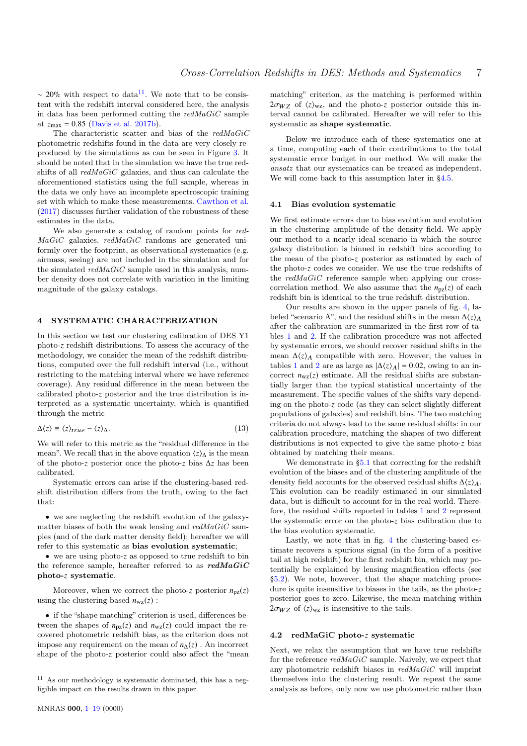~ 20% with respect to data[11]. We note that to be consistent with the redshift interval considered here, the analysis in data has been performed cutting the *redMaGiC* sample at $z_{\max} = 0.85$ (Davis et al. 2017b).

The characteristic scatter and bias of the *redMaGiC* photometric redshifts found in the data are very closely reproduced by the simulations as can be seen in Figure 3. It should be noted that in the simulation we have the true redshifts of all *redMaGiC* galaxies, and thus can calculate the aforementioned statistics using the full sample, whereas in the data we only have an incomplete spectroscopic training set with which to make these measurements. Cawthon et al. (2017) discusses further validation of the robustness of these estimates in the data.

We also generate a catalog of random points for *redMaGiC* galaxies. *redMaGiC* randoms are generated uniformly over the footprint, as observational systematics (e.g. airmass, seeing) are not included in the simulation and for the simulated *redMaGiC* sample used in this analysis, number density does not correlate with variation in the limiting magnitude of the galaxy catalogs.

## 4 SYSTEMATIC CHARACTERIZATION

In this section we test our clustering calibration of DES Y1 photo-$z$ redshift distributions. To assess the accuracy of the methodology, we consider the mean of the redshift distributions, computed over the full redshift interval (i.e., without restricting to the matching interval where we have reference coverage). Any residual difference in the mean between the calibrated photo-$z$ posterior and the true distribution is interpreted as a systematic uncertainty, which is quantified through the metric

$$\Delta\langle z\rangle \equiv \langle z\rangle_{true} - \langle z\rangle_{\Delta}. \tag{13}$$

We will refer to this metric as the "residual difference in the mean". We recall that in the above equation $\langle z\rangle_{\Delta}$ is the mean of the photo-$z$ posterior once the photo-$z$ bias $\Delta z$ has been calibrated.

Systematic errors can arise if the clustering-based redshift distribution differs from the truth, owing to the fact that:

- we are neglecting the redshift evolution of the galaxy-matter biases of both the weak lensing and *redMaGiC* samples (and of the dark matter density field); hereafter we will refer to this systematic as **bias evolution systematic**;
- we are using photo-$z$ as opposed to true redshift to bin the reference sample, hereafter referred to as ***redMaGiC* photo-$z$ systematic**.

Moreover, when we correct the photo-$z$ posterior $n_{\rm pz}(z)$ using the clustering-based $n_{\rm wz}(z)$ :

- if the "shape matching" criterion is used, differences between the shapes of $n_{\rm pz}(z)$ and $n_{\rm wz}(z)$ could impact the recovered photometric redshift bias, as the criterion does not impose any requirement on the mean of $n_{\Delta}(z)$ . An incorrect shape of the photo-$z$ posterior could also affect the "mean matching" criterion, as the matching is performed within $2\sigma_{WZ}$ of $\langle z\rangle_{\rm wz}$, and the photo-$z$ posterior outside this interval cannot be calibrated. Hereafter we will refer to this systematic as **shape systematic**.

Below we introduce each of these systematics one at a time, computing each of their contributions to the total systematic error budget in our method. We will make the *ansatz* that our systematics can be treated as independent. We will come back to this assumption later in §4.5.

### 4.1 Bias evolution systematic

We first estimate errors due to bias evolution and evolution in the clustering amplitude of the density field. We apply our method to a nearly ideal scenario in which the source galaxy distribution is binned in redshift bins according to the mean of the photo-$z$ posterior as estimated by each of the photo-$z$ codes we consider. We use the true redshifts of the *redMaGiC* reference sample when applying our cross-correlation method. We also assume that the $n_{\rm pz}(z)$ of each redshift bin is identical to the true redshift distribution.

Our results are shown in the upper panels of fig. 4, labeled "scenario A", and the residual shifts in the mean $\Delta\langle z\rangle_A$ after the calibration are summarized in the first row of tables 1 and 2. If the calibration procedure was not affected by systematic errors, we should recover residual shifts in the mean $\Delta\langle z\rangle_A$ compatible with zero. However, the values in tables 1 and 2 are as large as $|\Delta\langle z\rangle_A| = 0.02$, owing to an incorrect $n_{\rm wz}(z)$ estimate. All the residual shifts are substantially larger than the typical statistical uncertainty of the measurement. The specific values of the shifts vary depending on the photo-$z$ code (as they can select slightly different populations of galaxies) and redshift bins. The two matching criteria do not always lead to the same residual shifts: in our calibration procedure, matching the shapes of two different distributions is not expected to give the same photo-$z$ bias obtained by matching their means.

We demonstrate in §5.1 that correcting for the redshift evolution of the biases and of the clustering amplitude of the density field accounts for the observed residual shifts $\Delta\langle z\rangle_A$. This evolution can be readily estimated in our simulated data, but is difficult to account for in the real world. Therefore, the residual shifts reported in tables 1 and 2 represent the systematic error on the photo-$z$ bias calibration due to the bias evolution systematic.

Lastly, we note that in fig. 4 the clustering-based estimate recovers a spurious signal (in the form of a positive tail at high redshift) for the first redshift bin, which may potentially be explained by lensing magnification effects (see §5.2). We note, however, that the shape matching procedure is quite insensitive to biases in the tails, as the photo-$z$ posterior goes to zero. Likewise, the mean matching within $2\sigma_{WZ}$ of $\langle z\rangle_{\rm wz}$ is insensitive to the tails.

### 4.2 redMaGiC photo-$z$ systematic

Next, we relax the assumption that we have true redshifts for the reference *redMaGiC* sample. Naively, we expect that any photometric redshift biases in *redMaGiC* will imprint themselves into the clustering result. We repeat the same analysis as before, only now we use photometric rather than

[11] As our methodology is systematic dominated, this has a negligible impact on the results drawn in this paper.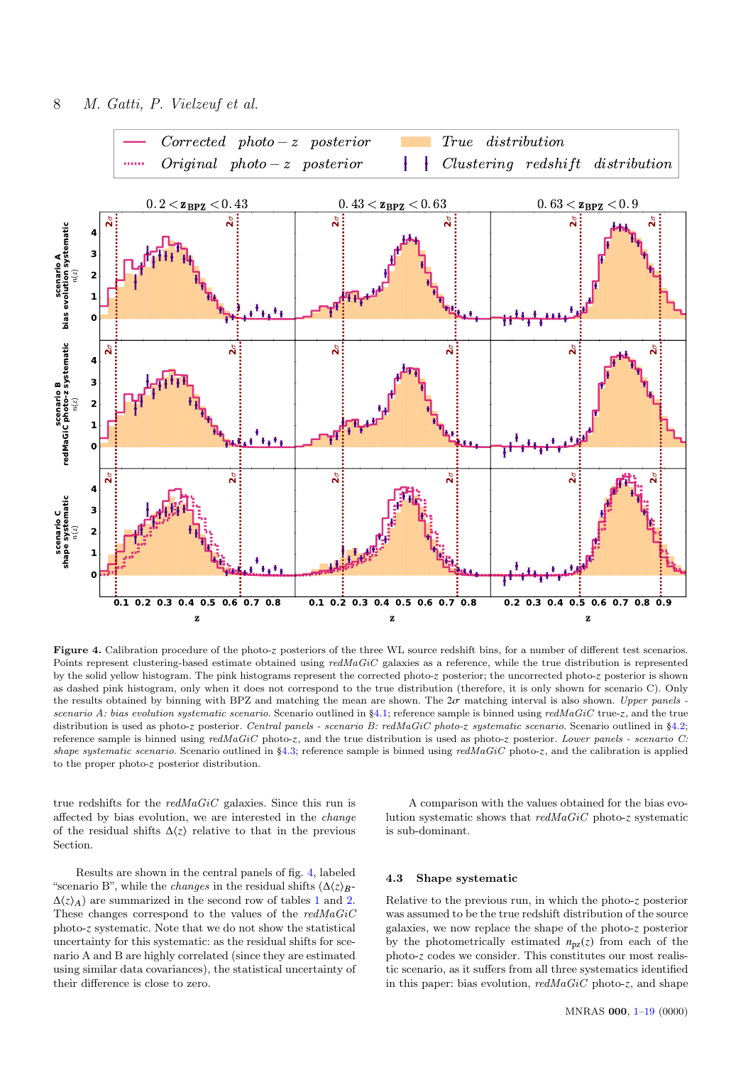**Figure 4.** Calibration procedure of the photo-$z$ posteriors of the three WL source redshift bins, for a number of different test scenarios. Points represent clustering-based estimate obtained using *redMaGiC* galaxies as a reference, while the true distribution is represented by the solid yellow histogram. The pink histograms represent the corrected photo-$z$ posterior; the uncorrected photo-$z$ posterior is shown as dashed pink histogram, only when it does not correspond to the true distribution (therefore, it is only shown for scenario C). Only the results obtained by binning with BPZ and matching the mean are shown. The $2\sigma$ matching interval is also shown. *Upper panels - scenario A: bias evolution systematic scenario.* Scenario outlined in §4.1; reference sample is binned using *redMaGiC* true-$z$, and the true distribution is used as photo-$z$ posterior. *Central panels - scenario B: redMaGiC photo-z systematic scenario.* Scenario outlined in §4.2; reference sample is binned using *redMaGiC* photo-$z$, and the true distribution is used as photo-$z$ posterior. *Lower panels - scenario C: shape systematic scenario.* Scenario outlined in §4.3; reference sample is binned using *redMaGiC* photo-$z$, and the calibration is applied to the proper photo-$z$ posterior distribution.

true redshifts for the *redMaGiC* galaxies. Since this run is affected by bias evolution, we are interested in the *change* of the residual shifts $\Delta\langle z\rangle$ relative to that in the previous Section.

Results are shown in the central panels of fig. 4, labeled "scenario B", while the *changes* in the residual shifts ($\Delta\langle z\rangle_B$-$\Delta\langle z\rangle_A$) are summarized in the second row of tables 1 and 2. These changes correspond to the values of the *redMaGiC* photo-$z$ systematic. Note that we do not show the statistical uncertainty for this systematic: as the residual shifts for scenario A and B are highly correlated (since they are estimated using similar data covariances), the statistical uncertainty of their difference is close to zero.

A comparison with the values obtained for the bias evolution systematic shows that *redMaGiC* photo-$z$ systematic is sub-dominant.

### 4.3 Shape systematic

Relative to the previous run, in which the photo-$z$ posterior was assumed to be the true redshift distribution of the source galaxies, we now replace the shape of the photo-$z$ posterior by the photometrically estimated $n_{\rm pz}(z)$ from each of the photo-$z$ codes we consider. This constitutes our most realistic scenario, as it suffers from all three systematics identified in this paper: bias evolution, *redMaGiC* photo-$z$, and shape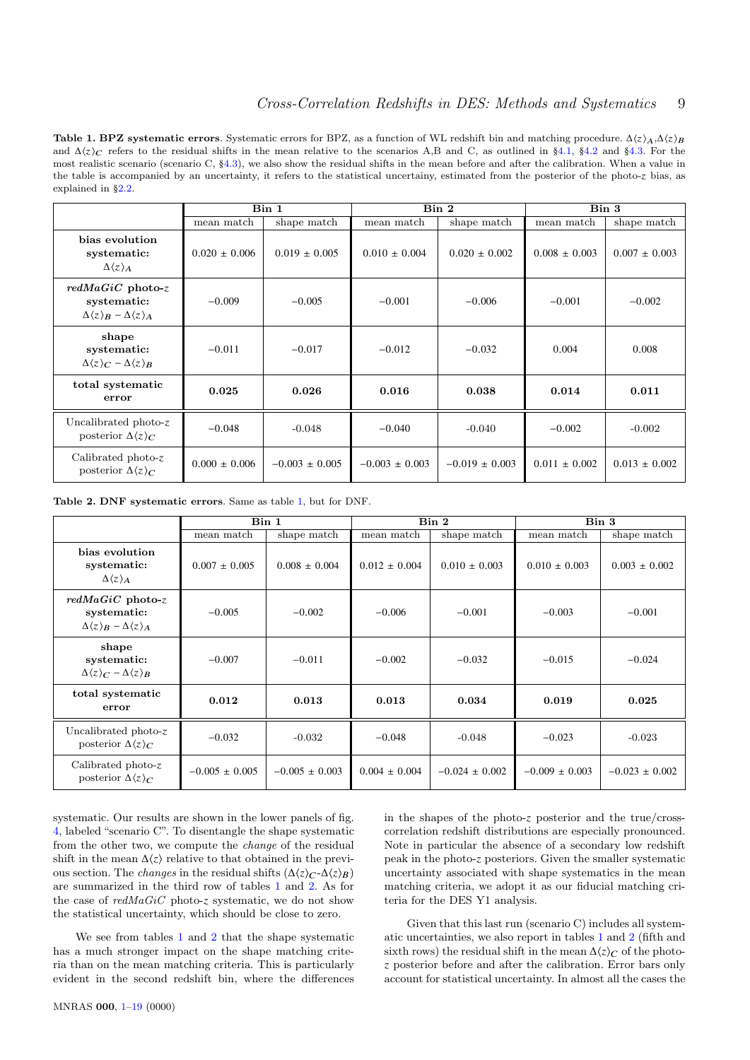**Table 1. BPZ systematic errors**. Systematic errors for BPZ, as a function of WL redshift bin and matching procedure. $\Delta\langle z\rangle_A$,$\Delta\langle z\rangle_B$ and $\Delta\langle z\rangle_C$ refers to the residual shifts in the mean relative to the scenarios A,B and C, as outlined in §4.1, §4.2 and §4.3. For the most realistic scenario (scenario C, §4.3), we also show the residual shifts in the mean before and after the calibration. When a value in the table is accompanied by an uncertainty, it refers to the statistical uncertainy, estimated from the posterior of the photo-$z$ bias, as explained in §2.2.

| | **Bin 1** | | **Bin 2** | | **Bin 3** | |
|---|---|---|---|---|---|---|
| | mean match | shape match | mean match | shape match | mean match | shape match |
| **bias evolution systematic:** $\Delta\langle z\rangle_A$ | 0.020 ± 0.006 | 0.019 ± 0.005 | 0.010 ± 0.004 | 0.020 ± 0.002 | 0.008 ± 0.003 | 0.007 ± 0.003 |
| ***redMaGiC* photo-$z$ systematic:** $\Delta\langle z\rangle_B - \Delta\langle z\rangle_A$ | −0.009 | −0.005 | −0.001 | −0.006 | −0.001 | −0.002 |
| **shape systematic:** $\Delta\langle z\rangle_C - \Delta\langle z\rangle_B$ | −0.011 | −0.017 | −0.012 | −0.032 | 0.004 | 0.008 |
| **total systematic error** | **0.025** | **0.026** | **0.016** | **0.038** | **0.014** | **0.011** |
| Uncalibrated photo-$z$ posterior $\Delta\langle z\rangle_C$ | −0.048 | -0.048 | −0.040 | -0.040 | −0.002 | -0.002 |
| Calibrated photo-$z$ posterior $\Delta\langle z\rangle_C$ | 0.000 ± 0.006 | −0.003 ± 0.005 | −0.003 ± 0.003 | −0.019 ± 0.003 | 0.011 ± 0.002 | 0.013 ± 0.002 |

**Table 2. DNF systematic errors**. Same as table 1, but for DNF.

| | **Bin 1** | | **Bin 2** | | **Bin 3** | |
|---|---|---|---|---|---|---|
| | mean match | shape match | mean match | shape match | mean match | shape match |
| **bias evolution systematic:** $\Delta\langle z\rangle_A$ | 0.007 ± 0.005 | 0.008 ± 0.004 | 0.012 ± 0.004 | 0.010 ± 0.003 | 0.010 ± 0.003 | 0.003 ± 0.002 |
| ***redMaGiC* photo-$z$ systematic:** $\Delta\langle z\rangle_B - \Delta\langle z\rangle_A$ | −0.005 | −0.002 | −0.006 | −0.001 | −0.003 | −0.001 |
| **shape systematic:** $\Delta\langle z\rangle_C - \Delta\langle z\rangle_B$ | −0.007 | −0.011 | −0.002 | −0.032 | −0.015 | −0.024 |
| **total systematic error** | **0.012** | **0.013** | **0.013** | **0.034** | **0.019** | **0.025** |
| Uncalibrated photo-$z$ posterior $\Delta\langle z\rangle_C$ | −0.032 | -0.032 | −0.048 | -0.048 | −0.023 | -0.023 |
| Calibrated photo-$z$ posterior $\Delta\langle z\rangle_C$ | −0.005 ± 0.005 | −0.005 ± 0.003 | 0.004 ± 0.004 | −0.024 ± 0.002 | −0.009 ± 0.003 | −0.023 ± 0.002 |

systematic. Our results are shown in the lower panels of fig. 4, labeled "scenario C". To disentangle the shape systematic from the other two, we compute the *change* of the residual shift in the mean $\Delta\langle z\rangle$ relative to that obtained in the previous section. The *changes* in the residual shifts ($\Delta\langle z\rangle_C$-$\Delta\langle z\rangle_B$) are summarized in the third row of tables 1 and 2. As for the case of *redMaGiC* photo-$z$ systematic, we do not show the statistical uncertainty, which should be close to zero.

We see from tables 1 and 2 that the shape systematic has a much stronger impact on the shape matching criteria than on the mean matching criteria. This is particularly evident in the second redshift bin, where the differences in the shapes of the photo-$z$ posterior and the true/cross-correlation redshift distributions are especially pronounced. Note in particular the absence of a secondary low redshift peak in the photo-$z$ posteriors. Given the smaller systematic uncertainty associated with shape systematics in the mean matching criteria, we adopt it as our fiducial matching criteria for the DES Y1 analysis.

Given that this last run (scenario C) includes all systematic uncertainties, we also report in tables 1 and 2 (fifth and sixth rows) the residual shift in the mean $\Delta\langle z\rangle_C$ of the photo-$z$ posterior before and after the calibration. Error bars only account for statistical uncertainty. In almost all the cases the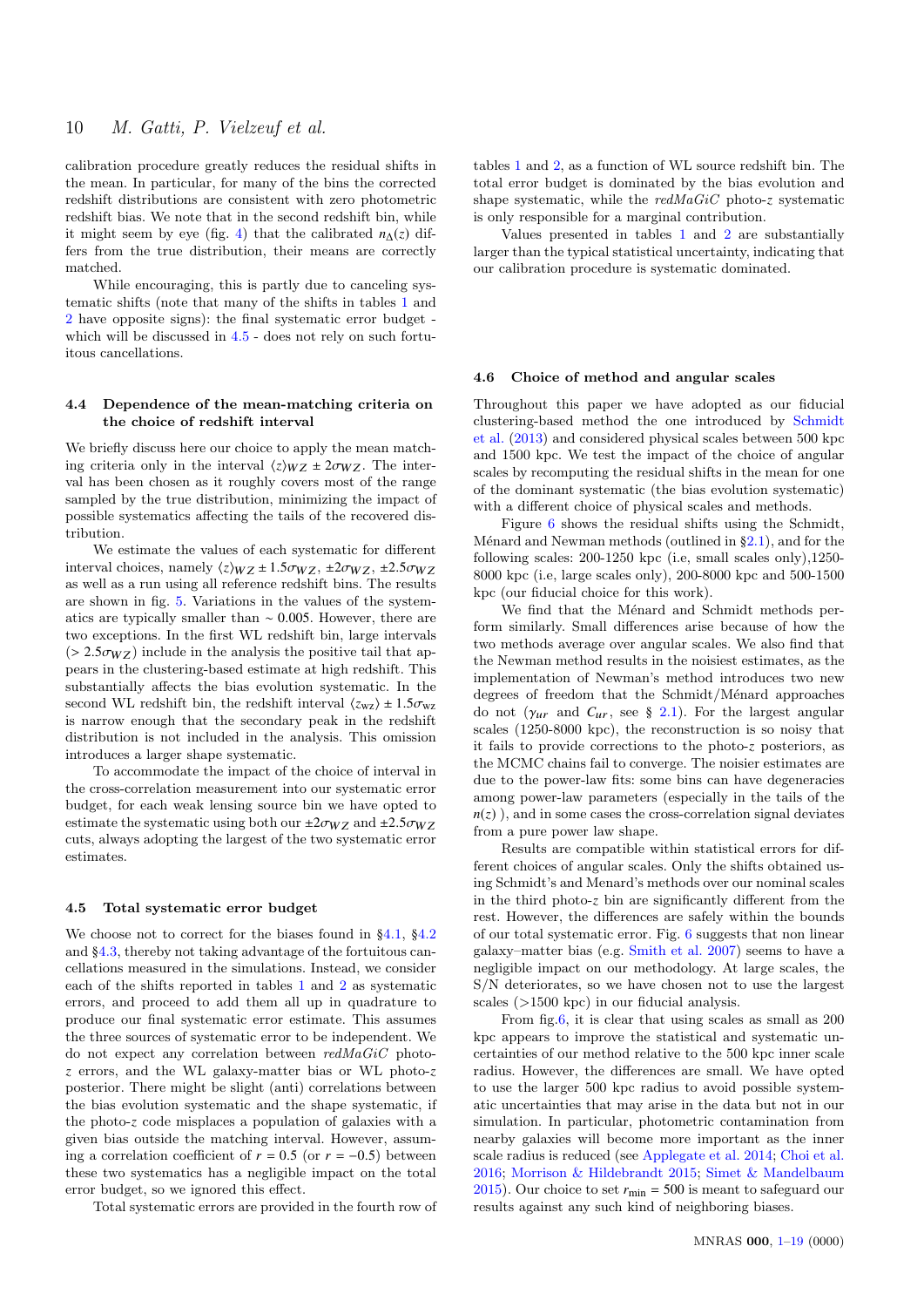calibration procedure greatly reduces the residual shifts in the mean. In particular, for many of the bins the corrected redshift distributions are consistent with zero photometric redshift bias. We note that in the second redshift bin, while it might seem by eye (fig. 4) that the calibrated $n_{\Delta}(z)$ differs from the true distribution, their means are correctly matched.

While encouraging, this is partly due to canceling systematic shifts (note that many of the shifts in tables 1 and 2 have opposite signs): the final systematic error budget - which will be discussed in 4.5 - does not rely on such fortuitous cancellations.

### 4.4 Dependence of the mean-matching criteria on the choice of redshift interval

We briefly discuss here our choice to apply the mean matching criteria only in the interval $\langle z \rangle_{WZ} \pm 2\sigma_{WZ}$. The interval has been chosen as it roughly covers most of the range sampled by the true distribution, minimizing the impact of possible systematics affecting the tails of the recovered distribution.

We estimate the values of each systematic for different interval choices, namely $\langle z \rangle_{WZ} \pm 1.5\sigma_{WZ}$, $\pm 2\sigma_{WZ}$, $\pm 2.5\sigma_{WZ}$ as well as a run using all reference redshift bins. The results are shown in fig. 5. Variations in the values of the systematics are typically smaller than $\sim 0.005$. However, there are two exceptions. In the first WL redshift bin, large intervals ($> 2.5\sigma_{WZ}$) include in the analysis the positive tail that appears in the clustering-based estimate at high redshift. This substantially affects the bias evolution systematic. In the second WL redshift bin, the redshift interval $\langle z_{\rm wz} \rangle \pm 1.5\sigma_{\rm wz}$ is narrow enough that the secondary peak in the redshift distribution is not included in the analysis. This omission introduces a larger shape systematic.

To accommodate the impact of the choice of interval in the cross-correlation measurement into our systematic error budget, for each weak lensing source bin we have opted to estimate the systematic using both our $\pm 2\sigma_{WZ}$ and $\pm 2.5\sigma_{WZ}$ cuts, always adopting the largest of the two systematic error estimates.

### 4.5 Total systematic error budget

We choose not to correct for the biases found in §4.1, §4.2 and §4.3, thereby not taking advantage of the fortuitous cancellations measured in the simulations. Instead, we consider each of the shifts reported in tables 1 and 2 as systematic errors, and proceed to add them all up in quadrature to produce our final systematic error estimate. This assumes the three sources of systematic error to be independent. We do not expect any correlation between *redMaGiC* photo-$z$ errors, and the WL galaxy-matter bias or WL photo-$z$ posterior. There might be slight (anti) correlations between the bias evolution systematic and the shape systematic, if the photo-$z$ code misplaces a population of galaxies with a given bias outside the matching interval. However, assuming a correlation coefficient of $r = 0.5$ (or $r = -0.5$) between these two systematics has a negligible impact on the total error budget, so we ignored this effect.

Total systematic errors are provided in the fourth row of tables 1 and 2, as a function of WL source redshift bin. The total error budget is dominated by the bias evolution and shape systematic, while the *redMaGiC* photo-$z$ systematic is only responsible for a marginal contribution.

Values presented in tables 1 and 2 are substantially larger than the typical statistical uncertainty, indicating that our calibration procedure is systematic dominated.

### 4.6 Choice of method and angular scales

Throughout this paper we have adopted as our fiducial clustering-based method the one introduced by Schmidt et al. (2013) and considered physical scales between 500 kpc and 1500 kpc. We test the impact of the choice of angular scales by recomputing the residual shifts in the mean for one of the dominant systematic (the bias evolution systematic) with a different choice of physical scales and methods.

Figure 6 shows the residual shifts using the Schmidt, Ménard and Newman methods (outlined in §2.1), and for the following scales: 200-1250 kpc (i.e, small scales only),1250-8000 kpc (i.e, large scales only), 200-8000 kpc and 500-1500 kpc (our fiducial choice for this work).

We find that the Ménard and Schmidt methods perform similarly. Small differences arise because of how the two methods average over angular scales. We also find that the Newman method results in the noisiest estimates, as the implementation of Newman's method introduces two new degrees of freedom that the Schmidt/Ménard approaches do not ($\gamma_{ur}$ and $C_{ur}$, see § 2.1). For the largest angular scales (1250-8000 kpc), the reconstruction is so noisy that it fails to provide corrections to the photo-$z$ posteriors, as the MCMC chains fail to converge. The noisier estimates are due to the power-law fits: some bins can have degeneracies among power-law parameters (especially in the tails of the $n(z)$ ), and in some cases the cross-correlation signal deviates from a pure power law shape.

Results are compatible within statistical errors for different choices of angular scales. Only the shifts obtained using Schmidt's and Menard's methods over our nominal scales in the third photo-$z$ bin are significantly different from the rest. However, the differences are safely within the bounds of our total systematic error. Fig. 6 suggests that non linear galaxy–matter bias (e.g. Smith et al. 2007) seems to have a negligible impact on our methodology. At large scales, the S/N deteriorates, so we have chosen not to use the largest scales (>1500 kpc) in our fiducial analysis.

From fig.6, it is clear that using scales as small as 200 kpc appears to improve the statistical and systematic uncertainties of our method relative to the 500 kpc inner scale radius. However, the differences are small. We have opted to use the larger 500 kpc radius to avoid possible systematic uncertainties that may arise in the data but not in our simulation. In particular, photometric contamination from nearby galaxies will become more important as the inner scale radius is reduced (see Applegate et al. 2014; Choi et al. 2016; Morrison & Hildebrandt 2015; Simet & Mandelbaum 2015). Our choice to set $r_{\rm min} = 500$ is meant to safeguard our results against any such kind of neighboring biases.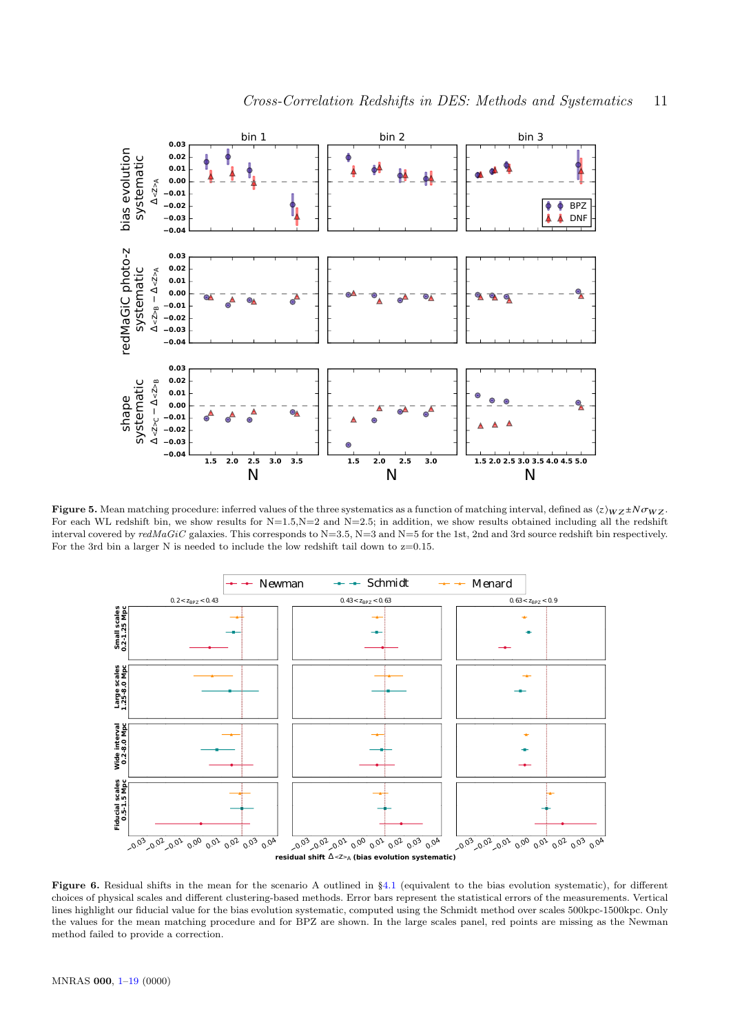**Figure 5.** Mean matching procedure: inferred values of the three systematics as a function of matching interval, defined as $\langle z \rangle_{WZ} \pm N\sigma_{WZ}$. For each WL redshift bin, we show results for N=1.5,N=2 and N=2.5; in addition, we show results obtained including all the redshift interval covered by *redMaGiC* galaxies. This corresponds to N=3.5, N=3 and N=5 for the 1st, 2nd and 3rd source redshift bin respectively. For the 3rd bin a larger N is needed to include the low redshift tail down to z=0.15.

**Figure 6.** Residual shifts in the mean for the scenario A outlined in §4.1 (equivalent to the bias evolution systematic), for different choices of physical scales and different clustering-based methods. Error bars represent the statistical errors of the measurements. Vertical lines highlight our fiducial value for the bias evolution systematic, computed using the Schmidt method over scales 500kpc-1500kpc. Only the values for the mean matching procedure and for BPZ are shown. In the large scales panel, red points are missing as the Newman method failed to provide a correction.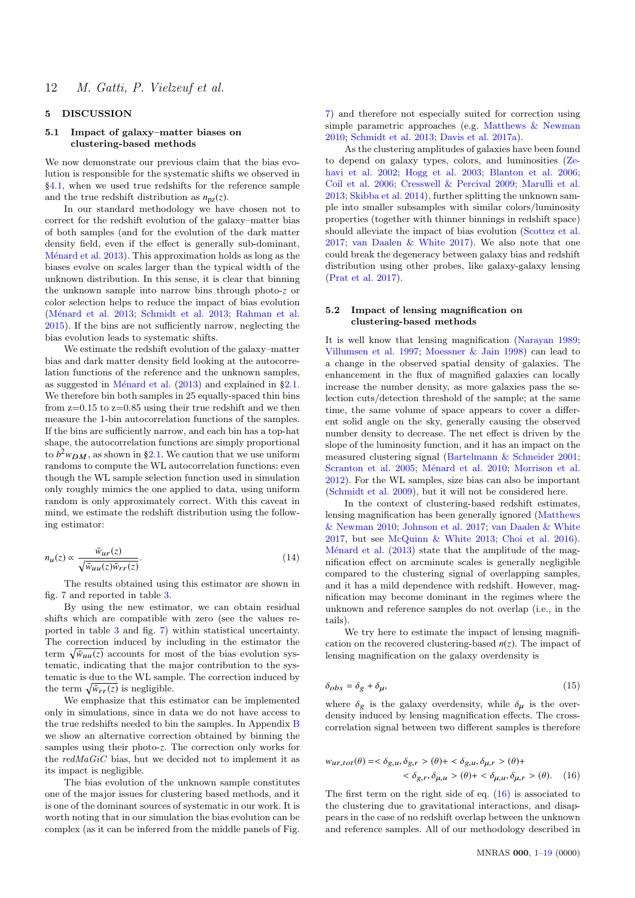## 5 DISCUSSION

### 5.1 Impact of galaxy–matter biases on clustering-based methods

We now demonstrate our previous claim that the bias evolution is responsible for the systematic shifts we observed in §4.1, when we used true redshifts for the reference sample and the true redshift distribution as $n_{\rm pz}(z)$.

In our standard methodology we have chosen not to correct for the redshift evolution of the galaxy–matter bias of both samples (and for the evolution of the dark matter density field, even if the effect is generally sub-dominant, Ménard et al. 2013). This approximation holds as long as the biases evolve on scales larger than the typical width of the unknown distribution. In this sense, it is clear that binning the unknown sample into narrow bins through photo-$z$ or color selection helps to reduce the impact of bias evolution (Ménard et al. 2013; Schmidt et al. 2013; Rahman et al. 2015). If the bins are not sufficiently narrow, neglecting the bias evolution leads to systematic shifts.

We estimate the redshift evolution of the galaxy–matter bias and dark matter density field looking at the autocorrelation functions of the reference and the unknown samples, as suggested in Ménard et al. (2013) and explained in §2.1. We therefore bin both samples in 25 equally-spaced thin bins from z=0.15 to z=0.85 using their true redshift and we then measure the 1-bin autocorrelation functions of the samples. If the bins are sufficiently narrow, and each bin has a top-hat shape, the autocorrelation functions are simply proportional to $b^2 w_{DM}$, as shown in §2.1. We caution that we use uniform randoms to compute the WL autocorrelation functions: even though the WL sample selection function used in simulation only roughly mimics the one applied to data, using uniform random is only approximately correct. With this caveat in mind, we estimate the redshift distribution using the following estimator:

$$n_u(z) \propto \frac{\bar{w}_{ur}(z)}{\sqrt{\bar{w}_{uu}(z)\bar{w}_{rr}(z)}}. \tag{14}$$

The results obtained using this estimator are shown in fig. 7 and reported in table 3.

By using the new estimator, we can obtain residual shifts which are compatible with zero (see the values reported in table 3 and fig. 7) within statistical uncertainty. The correction induced by including in the estimator the term $\sqrt{\bar{w}_{uu}(z)}$ accounts for most of the bias evolution systematic, indicating that the major contribution to the systematic is due to the WL sample. The correction induced by the term $\sqrt{\bar{w}_{rr}(z)}$ is negligible.

We emphasize that this estimator can be implemented only in simulations, since in data we do not have access to the true redshifts needed to bin the samples. In Appendix B we show an alternative correction obtained by binning the samples using their photo-$z$. The correction only works for the *redMaGiC* bias, but we decided not to implement it as its impact is negligible.

The bias evolution of the unknown sample constitutes one of the major issues for clustering based methods, and it is one of the dominant sources of systematic in our work. It is worth noting that in our simulation the bias evolution can be complex (as it can be inferred from the middle panels of Fig. 7) and therefore not especially suited for correction using simple parametric approaches (e.g. Matthews & Newman 2010; Schmidt et al. 2013; Davis et al. 2017a).

As the clustering amplitudes of galaxies have been found to depend on galaxy types, colors, and luminosities (Zehavi et al. 2002; Hogg et al. 2003; Blanton et al. 2006; Coil et al. 2006; Cresswell & Percival 2009; Marulli et al. 2013; Skibba et al. 2014), further splitting the unknown sample into smaller subsamples with similar colors/luminosity properties (together with thinner binnings in redshift space) should alleviate the impact of bias evolution (Scottez et al. 2017; van Daalen & White 2017). We also note that one could break the degeneracy between galaxy bias and redshift distribution using other probes, like galaxy-galaxy lensing (Prat et al. 2017).

### 5.2 Impact of lensing magnification on clustering-based methods

It is well know that lensing magnification (Narayan 1989; Villumsen et al. 1997; Moessner & Jain 1998) can lead to a change in the observed spatial density of galaxies. The enhancement in the flux of magnified galaxies can locally increase the number density, as more galaxies pass the selection cuts/detection threshold of the sample; at the same time, the same volume of space appears to cover a different solid angle on the sky, generally causing the observed number density to decrease. The net effect is driven by the slope of the luminosity function, and it has an impact on the measured clustering signal (Bartelmann & Schneider 2001; Scranton et al. 2005; Ménard et al. 2010; Morrison et al. 2012). For the WL samples, size bias can also be important (Schmidt et al. 2009), but it will not be considered here.

In the context of clustering-based redshift estimates, lensing magnification has been generally ignored (Matthews & Newman 2010; Johnson et al. 2017; van Daalen & White 2017, but see McQuinn & White 2013; Choi et al. 2016). Ménard et al. (2013) state that the amplitude of the magnification effect on arcminute scales is generally negligible compared to the clustering signal of overlapping samples, and it has a mild dependence with redshift. However, magnification may become dominant in the regimes where the unknown and reference samples do not overlap (i.e., in the tails).

We try here to estimate the impact of lensing magnification on the recovered clustering-based $n(z)$. The impact of lensing magnification on the galaxy overdensity is

$$\delta_{obs} = \delta_g + \delta_\mu, \tag{15}$$

where $\delta_g$ is the galaxy overdensity, while $\delta_\mu$ is the overdensity induced by lensing magnification effects. The cross-correlation signal between two different samples is therefore

$$w_{ur,tot}(\theta) = <\delta_{g,u}, \delta_{g,r}>(\theta) + <\delta_{g,u}, \delta_{\mu,r}>(\theta) + \\ <\delta_{g,r}, \delta_{\mu,u}>(\theta) + <\delta_{\mu,u}, \delta_{\mu,r}>(\theta). \tag{16}$$

The first term on the right side of eq. (16) is associated to the clustering due to gravitational interactions, and disappears in the case of no redshift overlap between the unknown and reference samples. All of our methodology described in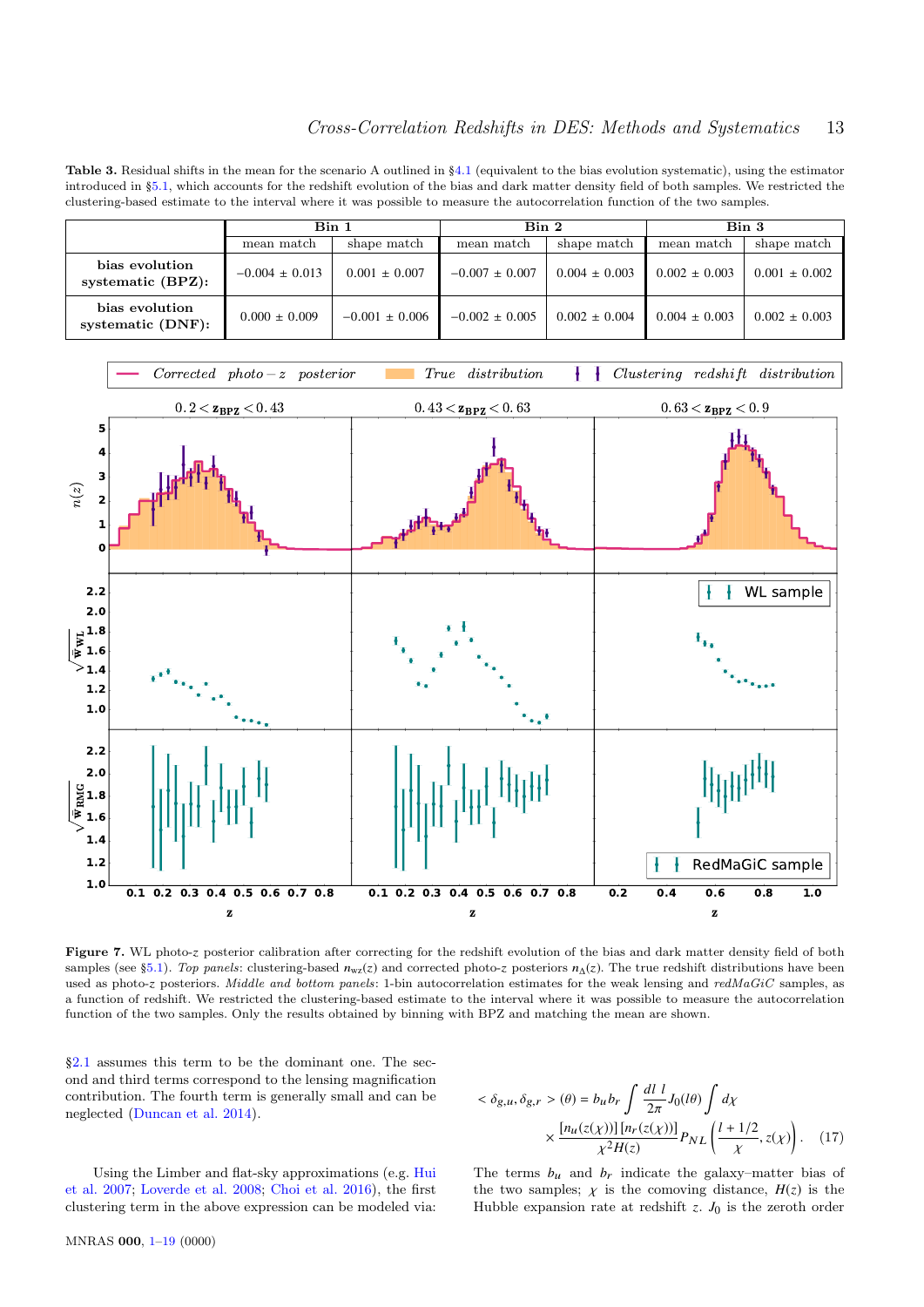**Table 3.** Residual shifts in the mean for the scenario A outlined in §4.1 (equivalent to the bias evolution systematic), using the estimator introduced in §5.1, which accounts for the redshift evolution of the bias and dark matter density field of both samples. We restricted the clustering-based estimate to the interval where it was possible to measure the autocorrelation function of the two samples.

| | Bin 1 | | Bin 2 | | Bin 3 | |
|---|---|---|---|---|---|---|
| | mean match | shape match | mean match | shape match | mean match | shape match |
| **bias evolution systematic (BPZ):** | −0.004 ± 0.013 | 0.001 ± 0.007 | −0.007 ± 0.007 | 0.004 ± 0.003 | 0.002 ± 0.003 | 0.001 ± 0.002 |
| **bias evolution systematic (DNF):** | 0.000 ± 0.009 | −0.001 ± 0.006 | −0.002 ± 0.005 | 0.002 ± 0.004 | 0.004 ± 0.003 | 0.002 ± 0.003 |

**Figure 7.** WL photo-$z$ posterior calibration after correcting for the redshift evolution of the bias and dark matter density field of both samples (see §5.1). *Top panels*: clustering-based $n_{wz}(z)$ and corrected photo-$z$ posteriors $n_\Delta(z)$. The true redshift distributions have been used as photo-$z$ posteriors. *Middle and bottom panels*: 1-bin autocorrelation estimates for the weak lensing and *redMaGiC* samples, as a function of redshift. We restricted the clustering-based estimate to the interval where it was possible to measure the autocorrelation function of the two samples. Only the results obtained by binning with BPZ and matching the mean are shown.

§2.1 assumes this term to be the dominant one. The second and third terms correspond to the lensing magnification contribution. The fourth term is generally small and can be neglected (Duncan et al. 2014).

Using the Limber and flat-sky approximations (e.g. Hui et al. 2007; Loverde et al. 2008; Choi et al. 2016), the first clustering term in the above expression can be modeled via:

$$< \delta_{g,u}, \delta_{g,r} > (\theta) = b_u b_r \int \frac{dl\ l}{2\pi} J_0(l\theta) \int d\chi \times \frac{[n_u(z(\chi))]\,[n_r(z(\chi))]}{\chi^2 H(z)} P_{NL}\left(\frac{l+1/2}{\chi}, z(\chi)\right). \quad (17)$$

The terms $b_u$ and $b_r$ indicate the galaxy–matter bias of the two samples; $\chi$ is the comoving distance, $H(z)$ is the Hubble expansion rate at redshift $z$. $J_0$ is the zeroth order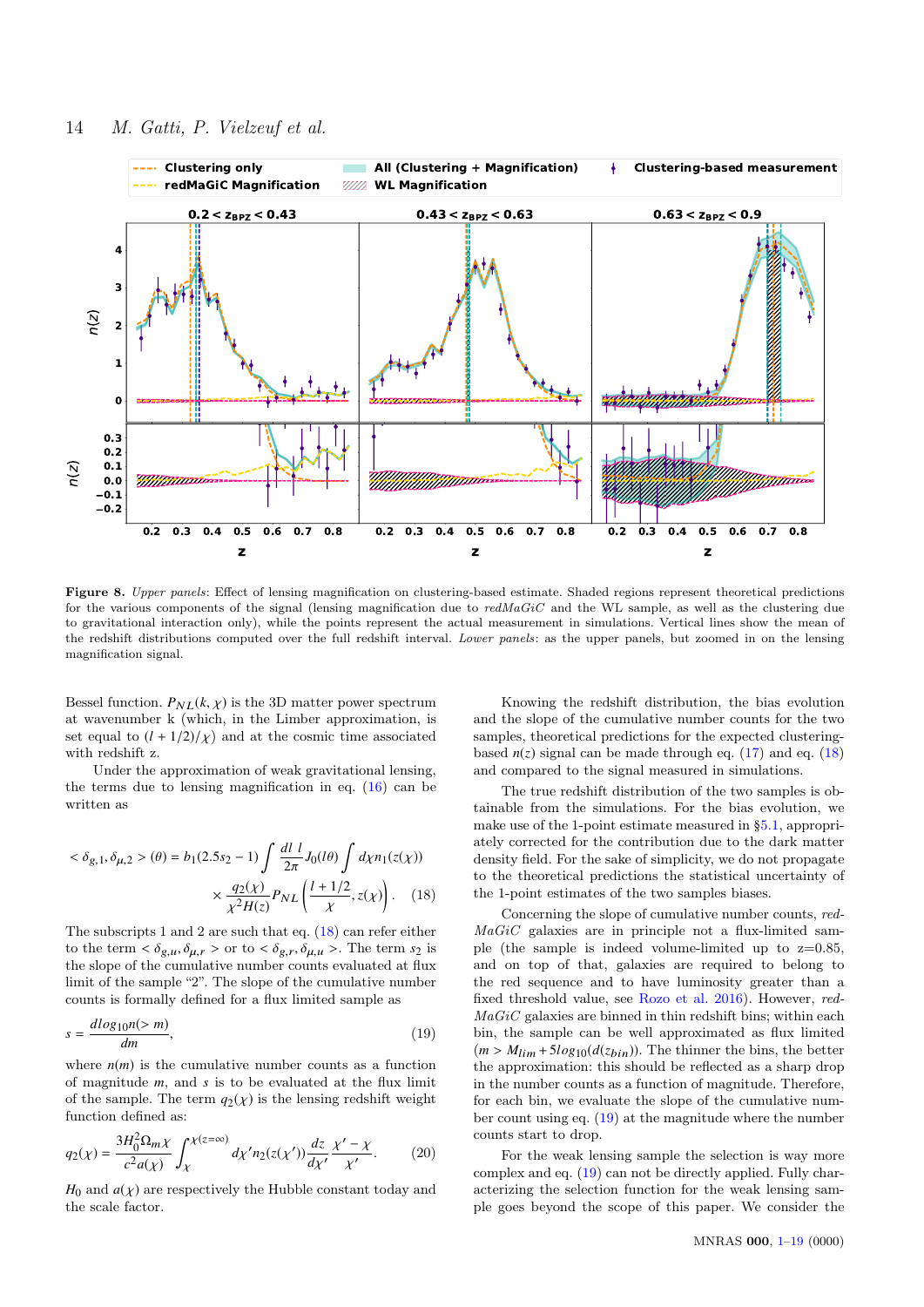**Figure 8.** *Upper panels*: Effect of lensing magnification on clustering-based estimate. Shaded regions represent theoretical predictions for the various components of the signal (lensing magnification due to *redMaGiC* and the WL sample, as well as the clustering due to gravitational interaction only), while the points represent the actual measurement in simulations. Vertical lines show the mean of the redshift distributions computed over the full redshift interval. *Lower panels*: as the upper panels, but zoomed in on the lensing magnification signal.

Bessel function. $P_{NL}(k, \chi)$ is the 3D matter power spectrum at wavenumber k (which, in the Limber approximation, is set equal to $(l+1/2)/\chi$) and at the cosmic time associated with redshift z.

Under the approximation of weak gravitational lensing, the terms due to lensing magnification in eq. (16) can be written as

$$< \delta_{g,1}, \delta_{\mu,2} > (\theta) = b_1(2.5s_2 - 1) \int \frac{dl\ l}{2\pi} J_0(l\theta) \int d\chi n_1(z(\chi)) \times \frac{q_2(\chi)}{\chi^2 H(z)} P_{NL}\left(\frac{l+1/2}{\chi}, z(\chi)\right). \quad (18)$$

The subscripts 1 and 2 are such that eq. (18) can refer either to the term $< \delta_{g,u}, \delta_{\mu,r} >$ or to $< \delta_{g,r}, \delta_{\mu,u} >$. The term $s_2$ is the slope of the cumulative number counts evaluated at flux limit of the sample "2". The slope of the cumulative number counts is formally defined for a flux limited sample as

$$s = \frac{d log_{10} n(> m)}{dm}, \quad (19)$$

where $n(m)$ is the cumulative number counts as a function of magnitude $m$, and $s$ is to be evaluated at the flux limit of the sample. The term $q_2(\chi)$ is the lensing redshift weight function defined as:

$$q_2(\chi) = \frac{3H_0^2 \Omega_m \chi}{c^2 a(\chi)} \int_{\chi}^{\chi(z=\infty)} d\chi' n_2(z(\chi')) \frac{dz}{d\chi'} \frac{\chi' - \chi}{\chi'}. \quad (20)$$

$H_0$ and $a(\chi)$ are respectively the Hubble constant today and the scale factor.

Knowing the redshift distribution, the bias evolution and the slope of the cumulative number counts for the two samples, theoretical predictions for the expected clustering-based $n(z)$ signal can be made through eq. (17) and eq. (18) and compared to the signal measured in simulations.

The true redshift distribution of the two samples is obtainable from the simulations. For the bias evolution, we make use of the 1-point estimate measured in §5.1, appropriately corrected for the contribution due to the dark matter density field. For the sake of simplicity, we do not propagate to the theoretical predictions the statistical uncertainty of the 1-point estimates of the two samples biases.

Concerning the slope of cumulative number counts, *redMaGiC* galaxies are in principle not a flux-limited sample (the sample is indeed volume-limited up to z=0.85, and on top of that, galaxies are required to belong to the red sequence and to have luminosity greater than a fixed threshold value, see Rozo et al. 2016). However, *redMaGiC* galaxies are binned in thin redshift bins; within each bin, the sample can be well approximated as flux limited ($m > M_{lim} + 5log_{10}(d(z_{bin}))$). The thinner the bins, the better the approximation: this should be reflected as a sharp drop in the number counts as a function of magnitude. Therefore, for each bin, we evaluate the slope of the cumulative number count using eq. (19) at the magnitude where the number counts start to drop.

For the weak lensing sample the selection is way more complex and eq. (19) can not be directly applied. Fully characterizing the selection function for the weak lensing sample goes beyond the scope of this paper. We consider the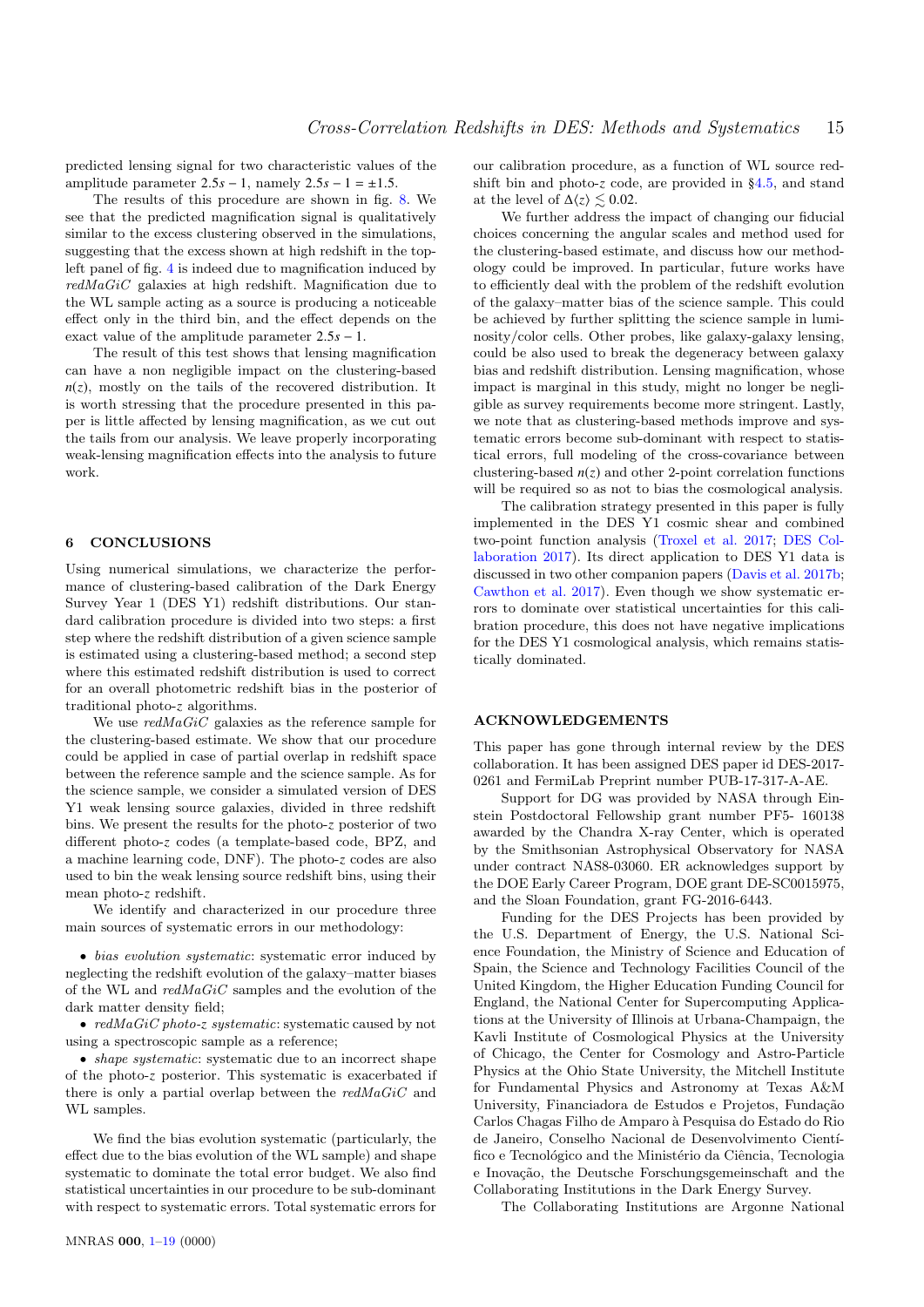predicted lensing signal for two characteristic values of the amplitude parameter $2.5s - 1$, namely $2.5s - 1 = \pm 1.5$.

The results of this procedure are shown in fig. 8. We see that the predicted magnification signal is qualitatively similar to the excess clustering observed in the simulations, suggesting that the excess shown at high redshift in the top-left panel of fig. 4 is indeed due to magnification induced by *redMaGiC* galaxies at high redshift. Magnification due to the WL sample acting as a source is producing a noticeable effect only in the third bin, and the effect depends on the exact value of the amplitude parameter $2.5s - 1$.

The result of this test shows that lensing magnification can have a non negligible impact on the clustering-based $n(z)$, mostly on the tails of the recovered distribution. It is worth stressing that the procedure presented in this paper is little affected by lensing magnification, as we cut out the tails from our analysis. We leave properly incorporating weak-lensing magnification effects into the analysis to future work.

## 6 CONCLUSIONS

Using numerical simulations, we characterize the performance of clustering-based calibration of the Dark Energy Survey Year 1 (DES Y1) redshift distributions. Our standard calibration procedure is divided into two steps: a first step where the redshift distribution of a given science sample is estimated using a clustering-based method; a second step where this estimated redshift distribution is used to correct for an overall photometric redshift bias in the posterior of traditional photo-$z$ algorithms.

We use *redMaGiC* galaxies as the reference sample for the clustering-based estimate. We show that our procedure could be applied in case of partial overlap in redshift space between the reference sample and the science sample. As for the science sample, we consider a simulated version of DES Y1 weak lensing source galaxies, divided in three redshift bins. We present the results for the photo-$z$ posterior of two different photo-$z$ codes (a template-based code, BPZ, and a machine learning code, DNF). The photo-$z$ codes are also used to bin the weak lensing source redshift bins, using their mean photo-$z$ redshift.

We identify and characterized in our procedure three main sources of systematic errors in our methodology:

- *bias evolution systematic*: systematic error induced by neglecting the redshift evolution of the galaxy–matter biases of the WL and *redMaGiC* samples and the evolution of the dark matter density field;
- *redMaGiC photo-z systematic*: systematic caused by not using a spectroscopic sample as a reference;
- *shape systematic*: systematic due to an incorrect shape of the photo-$z$ posterior. This systematic is exacerbated if there is only a partial overlap between the *redMaGiC* and WL samples.

We find the bias evolution systematic (particularly, the effect due to the bias evolution of the WL sample) and shape systematic to dominate the total error budget. We also find statistical uncertainties in our procedure to be sub-dominant with respect to systematic errors. Total systematic errors for our calibration procedure, as a function of WL source redshift bin and photo-$z$ code, are provided in §4.5, and stand at the level of $\Delta\langle z\rangle \lesssim 0.02$.

We further address the impact of changing our fiducial choices concerning the angular scales and method used for the clustering-based estimate, and discuss how our methodology could be improved. In particular, future works have to efficiently deal with the problem of the redshift evolution of the galaxy–matter bias of the science sample. This could be achieved by further splitting the science sample in luminosity/color cells. Other probes, like galaxy-galaxy lensing, could be also used to break the degeneracy between galaxy bias and redshift distribution. Lensing magnification, whose impact is marginal in this study, might no longer be negligible as survey requirements become more stringent. Lastly, we note that as clustering-based methods improve and systematic errors become sub-dominant with respect to statistical errors, full modeling of the cross-covariance between clustering-based $n(z)$ and other 2-point correlation functions will be required so as not to bias the cosmological analysis.

The calibration strategy presented in this paper is fully implemented in the DES Y1 cosmic shear and combined two-point function analysis (Troxel et al. 2017; DES Collaboration 2017). Its direct application to DES Y1 data is discussed in two other companion papers (Davis et al. 2017b; Cawthon et al. 2017). Even though we show systematic errors to dominate over statistical uncertainties for this calibration procedure, this does not have negative implications for the DES Y1 cosmological analysis, which remains statistically dominated.

## ACKNOWLEDGEMENTS

This paper has gone through internal review by the DES collaboration. It has been assigned DES paper id DES-2017-0261 and FermiLab Preprint number PUB-17-317-A-AE.

Support for DG was provided by NASA through Einstein Postdoctoral Fellowship grant number PF5- 160138 awarded by the Chandra X-ray Center, which is operated by the Smithsonian Astrophysical Observatory for NASA under contract NAS8-03060. ER acknowledges support by the DOE Early Career Program, DOE grant DE-SC0015975, and the Sloan Foundation, grant FG-2016-6443.

Funding for the DES Projects has been provided by the U.S. Department of Energy, the U.S. National Science Foundation, the Ministry of Science and Education of Spain, the Science and Technology Facilities Council of the United Kingdom, the Higher Education Funding Council for England, the National Center for Supercomputing Applications at the University of Illinois at Urbana-Champaign, the Kavli Institute of Cosmological Physics at the University of Chicago, the Center for Cosmology and Astro-Particle Physics at the Ohio State University, the Mitchell Institute for Fundamental Physics and Astronomy at Texas A&M University, Financiadora de Estudos e Projetos, Fundação Carlos Chagas Filho de Amparo à Pesquisa do Estado do Rio de Janeiro, Conselho Nacional de Desenvolvimento Científico e Tecnológico and the Ministério da Ciência, Tecnologia e Inovação, the Deutsche Forschungsgemeinschaft and the Collaborating Institutions in the Dark Energy Survey.

The Collaborating Institutions are Argonne National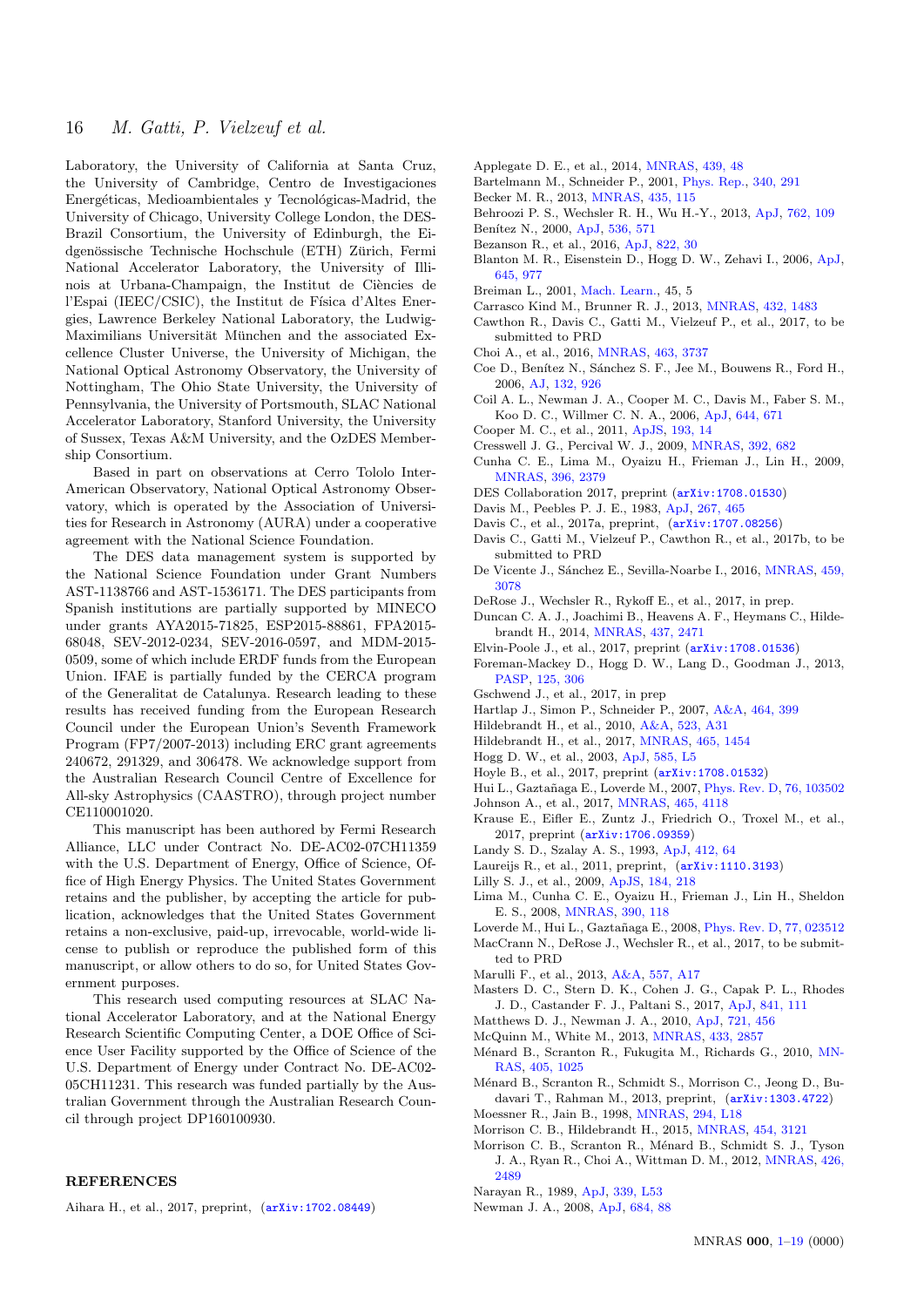Laboratory, the University of California at Santa Cruz, the University of Cambridge, Centro de Investigaciones Energéticas, Medioambientales y Tecnológicas-Madrid, the University of Chicago, University College London, the DES-Brazil Consortium, the University of Edinburgh, the Eidgenössische Technische Hochschule (ETH) Zürich, Fermi National Accelerator Laboratory, the University of Illinois at Urbana-Champaign, the Institut de Ciències de l'Espai (IEEC/CSIC), the Institut de Física d'Altes Energies, Lawrence Berkeley National Laboratory, the Ludwig-Maximilians Universität München and the associated Excellence Cluster Universe, the University of Michigan, the National Optical Astronomy Observatory, the University of Nottingham, The Ohio State University, the University of Pennsylvania, the University of Portsmouth, SLAC National Accelerator Laboratory, Stanford University, the University of Sussex, Texas A&M University, and the OzDES Membership Consortium.

Based in part on observations at Cerro Tololo Inter-American Observatory, National Optical Astronomy Observatory, which is operated by the Association of Universities for Research in Astronomy (AURA) under a cooperative agreement with the National Science Foundation.

The DES data management system is supported by the National Science Foundation under Grant Numbers AST-1138766 and AST-1536171. The DES participants from Spanish institutions are partially supported by MINECO under grants AYA2015-71825, ESP2015-88861, FPA2015-68048, SEV-2012-0234, SEV-2016-0597, and MDM-2015-0509, some of which include ERDF funds from the European Union. IFAE is partially funded by the CERCA program of the Generalitat de Catalunya. Research leading to these results has received funding from the European Research Council under the European Union's Seventh Framework Program (FP7/2007-2013) including ERC grant agreements 240672, 291329, and 306478. We acknowledge support from the Australian Research Council Centre of Excellence for All-sky Astrophysics (CAASTRO), through project number CE110001020.

This manuscript has been authored by Fermi Research Alliance, LLC under Contract No. DE-AC02-07CH11359 with the U.S. Department of Energy, Office of Science, Office of High Energy Physics. The United States Government retains and the publisher, by accepting the article for publication, acknowledges that the United States Government retains a non-exclusive, paid-up, irrevocable, world-wide license to publish or reproduce the published form of this manuscript, or allow others to do so, for United States Government purposes.

This research used computing resources at SLAC National Accelerator Laboratory, and at the National Energy Research Scientific Computing Center, a DOE Office of Science User Facility supported by the Office of Science of the U.S. Department of Energy under Contract No. DE-AC02-05CH11231. This research was funded partially by the Australian Government through the Australian Research Council through project DP160100930.

## REFERENCES

Aihara H., et al., 2017, preprint, (arXiv:1702.08449)
Applegate D. E., et al., 2014, MNRAS, 439, 48
Bartelmann M., Schneider P., 2001, Phys. Rep., 340, 291
Becker M. R., 2013, MNRAS, 435, 115
Behroozi P. S., Wechsler R. H., Wu H.-Y., 2013, ApJ, 762, 109
Benítez N., 2000, ApJ, 536, 571
Bezanson R., et al., 2016, ApJ, 822, 30
Blanton M. R., Eisenstein D., Hogg D. W., Zehavi I., 2006, ApJ, 645, 977
Breiman L., 2001, Mach. Learn., 45, 5
Carrasco Kind M., Brunner R. J., 2013, MNRAS, 432, 1483
Cawthon R., Davis C., Gatti M., Vielzeuf P., et al., 2017, to be submitted to PRD
Choi A., et al., 2016, MNRAS, 463, 3737
Coe D., Benítez N., Sánchez S. F., Jee M., Bouwens R., Ford H., 2006, AJ, 132, 926
Coil A. L., Newman J. A., Cooper M. C., Davis M., Faber S. M., Koo D. C., Willmer C. N. A., 2006, ApJ, 644, 671
Cooper M. C., et al., 2011, ApJS, 193, 14
Cresswell J. G., Percival W. J., 2009, MNRAS, 392, 682
Cunha C. E., Lima M., Oyaizu H., Frieman J., Lin H., 2009, MNRAS, 396, 2379
DES Collaboration 2017, preprint (arXiv:1708.01530)
Davis M., Peebles P. J. E., 1983, ApJ, 267, 465
Davis C., et al., 2017a, preprint, (arXiv:1707.08256)
Davis C., Gatti M., Vielzeuf P., Cawthon R., et al., 2017b, to be submitted to PRD
De Vicente J., Sánchez E., Sevilla-Noarbe I., 2016, MNRAS, 459, 3078
DeRose J., Wechsler R., Rykoff E., et al., 2017, in prep.
Duncan C. A. J., Joachimi B., Heavens A. F., Heymans C., Hildebrandt H., 2014, MNRAS, 437, 2471
Elvin-Poole J., et al., 2017, preprint (arXiv:1708.01536)
Foreman-Mackey D., Hogg D. W., Lang D., Goodman J., 2013, PASP, 125, 306
Gschwend J., et al., 2017, in prep
Hartlap J., Simon P., Schneider P., 2007, A&A, 464, 399
Hildebrandt H., et al., 2010, A&A, 523, A31
Hildebrandt H., et al., 2017, MNRAS, 465, 1454
Hogg D. W., et al., 2003, ApJ, 585, L5
Hoyle B., et al., 2017, preprint (arXiv:1708.01532)
Hui L., Gaztañaga E., Loverde M., 2007, Phys. Rev. D, 76, 103502
Johnson A., et al., 2017, MNRAS, 465, 4118
Krause E., Eifler E., Zuntz J., Friedrich O., Troxel M., et al., 2017, preprint (arXiv:1706.09359)
Landy S. D., Szalay A. S., 1993, ApJ, 412, 64
Laureijs R., et al., 2011, preprint, (arXiv:1110.3193)
Lilly S. J., et al., 2009, ApJS, 184, 218
Lima M., Cunha C. E., Oyaizu H., Frieman J., Lin H., Sheldon E. S., 2008, MNRAS, 390, 118
Loverde M., Hui L., Gaztañaga E., 2008, Phys. Rev. D, 77, 023512
MacCrann N., DeRose J., Wechsler R., et al., 2017, to be submitted to PRD
Marulli F., et al., 2013, A&A, 557, A17
Masters D. C., Stern D. K., Cohen J. G., Capak P. L., Rhodes J. D., Castander F. J., Paltani S., 2017, ApJ, 841, 111
Matthews D. J., Newman J. A., 2010, ApJ, 721, 456
McQuinn M., White M., 2013, MNRAS, 433, 2857
Ménard B., Scranton R., Fukugita M., Richards G., 2010, MNRAS, 405, 1025
Ménard B., Scranton R., Schmidt S., Morrison C., Jeong D., Budavari T., Rahman M., 2013, preprint, (arXiv:1303.4722)
Moessner R., Jain B., 1998, MNRAS, 294, L18
Morrison C. B., Hildebrandt H., 2015, MNRAS, 454, 3121
Morrison C. B., Scranton R., Ménard B., Schmidt S. J., Tyson J. A., Ryan R., Choi A., Wittman D. M., 2012, MNRAS, 426, 2489
Narayan R., 1989, ApJ, 339, L53
Newman J. A., 2008, ApJ, 684, 88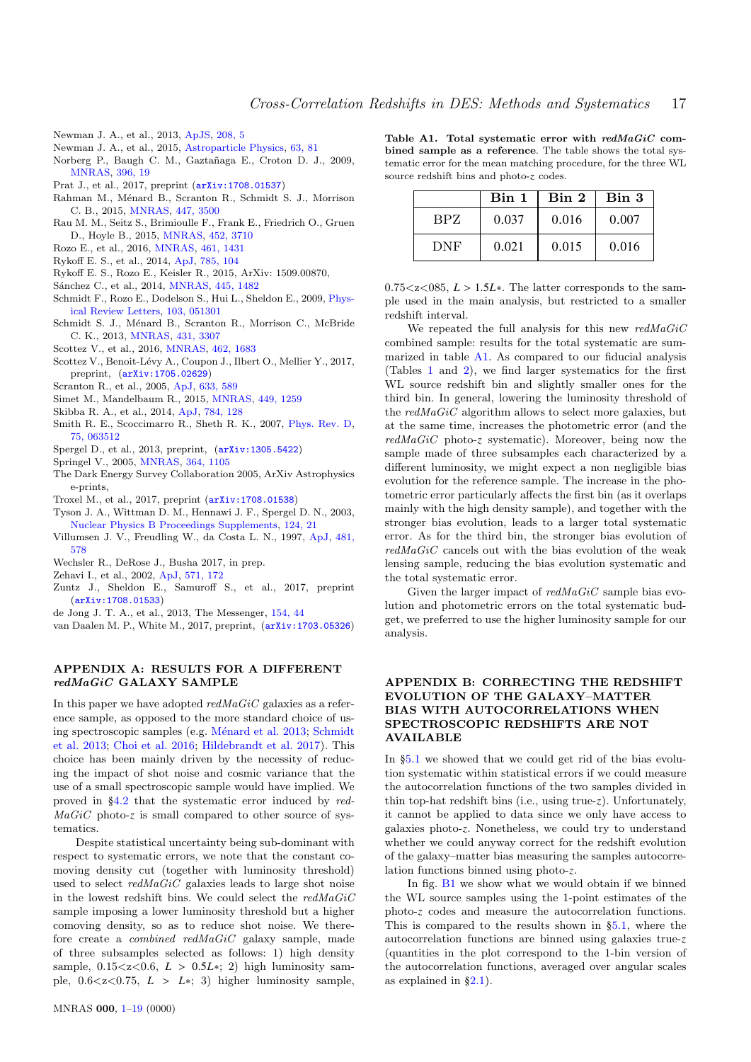Newman J. A., et al., 2013, ApJS, 208, 5
Newman J. A., et al., 2015, Astroparticle Physics, 63, 81
Norberg P., Baugh C. M., Gaztañaga E., Croton D. J., 2009, MNRAS, 396, 19
Prat J., et al., 2017, preprint (arXiv:1708.01537)
Rahman M., Ménard B., Scranton R., Schmidt S. J., Morrison C. B., 2015, MNRAS, 447, 3500
Rau M. M., Seitz S., Brimioulle F., Frank E., Friedrich O., Gruen D., Hoyle B., 2015, MNRAS, 452, 3710
Rozo E., et al., 2016, MNRAS, 461, 1431
Rykoff E. S., et al., 2014, ApJ, 785, 104
Rykoff E. S., Rozo E., Keisler R., 2015, ArXiv: 1509.00870,
Sánchez C., et al., 2014, MNRAS, 445, 1482
Schmidt F., Rozo E., Dodelson S., Hui L., Sheldon E., 2009, Physical Review Letters, 103, 051301
Schmidt S. J., Ménard B., Scranton R., Morrison C., McBride C. K., 2013, MNRAS, 431, 3307
Scottez V., et al., 2016, MNRAS, 462, 1683
Scottez V., Benoit-Lévy A., Coupon J., Ilbert O., Mellier Y., 2017, preprint, (arXiv:1705.02629)
Scranton R., et al., 2005, ApJ, 633, 589
Simet M., Mandelbaum R., 2015, MNRAS, 449, 1259
Skibba R. A., et al., 2014, ApJ, 784, 128
Smith R. E., Scoccimarro R., Sheth R. K., 2007, Phys. Rev. D, 75, 063512
Spergel D., et al., 2013, preprint, (arXiv:1305.5422)
Springel V., 2005, MNRAS, 364, 1105
The Dark Energy Survey Collaboration 2005, ArXiv Astrophysics e-prints,
Troxel M., et al., 2017, preprint (arXiv:1708.01538)
Tyson J. A., Wittman D. M., Hennawi J. F., Spergel D. N., 2003, Nuclear Physics B Proceedings Supplements, 124, 21
Villumsen J. V., Freudling W., da Costa L. N., 1997, ApJ, 481, 578
Wechsler R., DeRose J., Busha 2017, in prep.
Zehavi I., et al., 2002, ApJ, 571, 172
Zuntz J., Sheldon E., Samuroff S., et al., 2017, preprint (arXiv:1708.01533)
de Jong J. T. A., et al., 2013, The Messenger, 154, 44
van Daalen M. P., White M., 2017, preprint, (arXiv:1703.05326)

## APPENDIX A: RESULTS FOR A DIFFERENT *redMaGiC* GALAXY SAMPLE

In this paper we have adopted *redMaGiC* galaxies as a reference sample, as opposed to the more standard choice of using spectroscopic samples (e.g. Ménard et al. 2013; Schmidt et al. 2013; Choi et al. 2016; Hildebrandt et al. 2017). This choice has been mainly driven by the necessity of reducing the impact of shot noise and cosmic variance that the use of a small spectroscopic sample would have implied. We proved in §4.2 that the systematic error induced by *redMaGiC* photo-$z$ is small compared to other source of systematics.

Despite statistical uncertainty being sub-dominant with respect to systematic errors, we note that the constant comoving density cut (together with luminosity threshold) used to select *redMaGiC* galaxies leads to large shot noise in the lowest redshift bins. We could select the *redMaGiC* sample imposing a lower luminosity threshold but a higher comoving density, so as to reduce shot noise. We therefore create a *combined* *redMaGiC* galaxy sample, made of three subsamples selected as follows: 1) high density sample, $0.15<z<0.6$, $L > 0.5L*$; 2) high luminosity sample, $0.6<z<0.75$, $L > L*$; 3) higher luminosity sample, $0.75<z<085$, $L > 1.5L*$. The latter corresponds to the sample used in the main analysis, but restricted to a smaller redshift interval.

**Table A1. Total systematic error with *redMaGiC* combined sample as a reference**. The table shows the total systematic error for the mean matching procedure, for the three WL source redshift bins and photo-$z$ codes.

| | Bin 1 | Bin 2 | Bin 3 |
|---|---|---|---|
| BPZ | 0.037 | 0.016 | 0.007 |
| DNF | 0.021 | 0.015 | 0.016 |

We repeated the full analysis for this new *redMaGiC* combined sample: results for the total systematic are summarized in table A1. As compared to our fiducial analysis (Tables 1 and 2), we find larger systematics for the first WL source redshift bin and slightly smaller ones for the third bin. In general, lowering the luminosity threshold of the *redMaGiC* algorithm allows to select more galaxies, but at the same time, increases the photometric error (and the *redMaGiC* photo-$z$ systematic). Moreover, being now the sample made of three subsamples each characterized by a different luminosity, we might expect a non negligible bias evolution for the reference sample. The increase in the photometric error particularly affects the first bin (as it overlaps mainly with the high density sample), and together with the stronger bias evolution, leads to a larger total systematic error. As for the third bin, the stronger bias evolution of *redMaGiC* cancels out with the bias evolution of the weak lensing sample, reducing the bias evolution systematic and the total systematic error.

Given the larger impact of *redMaGiC* sample bias evolution and photometric errors on the total systematic budget, we preferred to use the higher luminosity sample for our analysis.

## APPENDIX B: CORRECTING THE REDSHIFT EVOLUTION OF THE GALAXY–MATTER BIAS WITH AUTOCORRELATIONS WHEN SPECTROSCOPIC REDSHIFTS ARE NOT AVAILABLE

In §5.1 we showed that we could get rid of the bias evolution systematic within statistical errors if we could measure the autocorrelation functions of the two samples divided in thin top-hat redshift bins (i.e., using true-$z$). Unfortunately, it cannot be applied to data since we only have access to galaxies photo-$z$. Nonetheless, we could try to understand whether we could anyway correct for the redshift evolution of the galaxy–matter bias measuring the samples autocorrelation functions binned using photo-$z$.

In fig. B1 we show what we would obtain if we binned the WL source samples using the 1-point estimates of the photo-$z$ codes and measure the autocorrelation functions. This is compared to the results shown in §5.1, where the autocorrelation functions are binned using galaxies true-$z$ (quantities in the plot correspond to the 1-bin version of the autocorrelation functions, averaged over angular scales as explained in §2.1).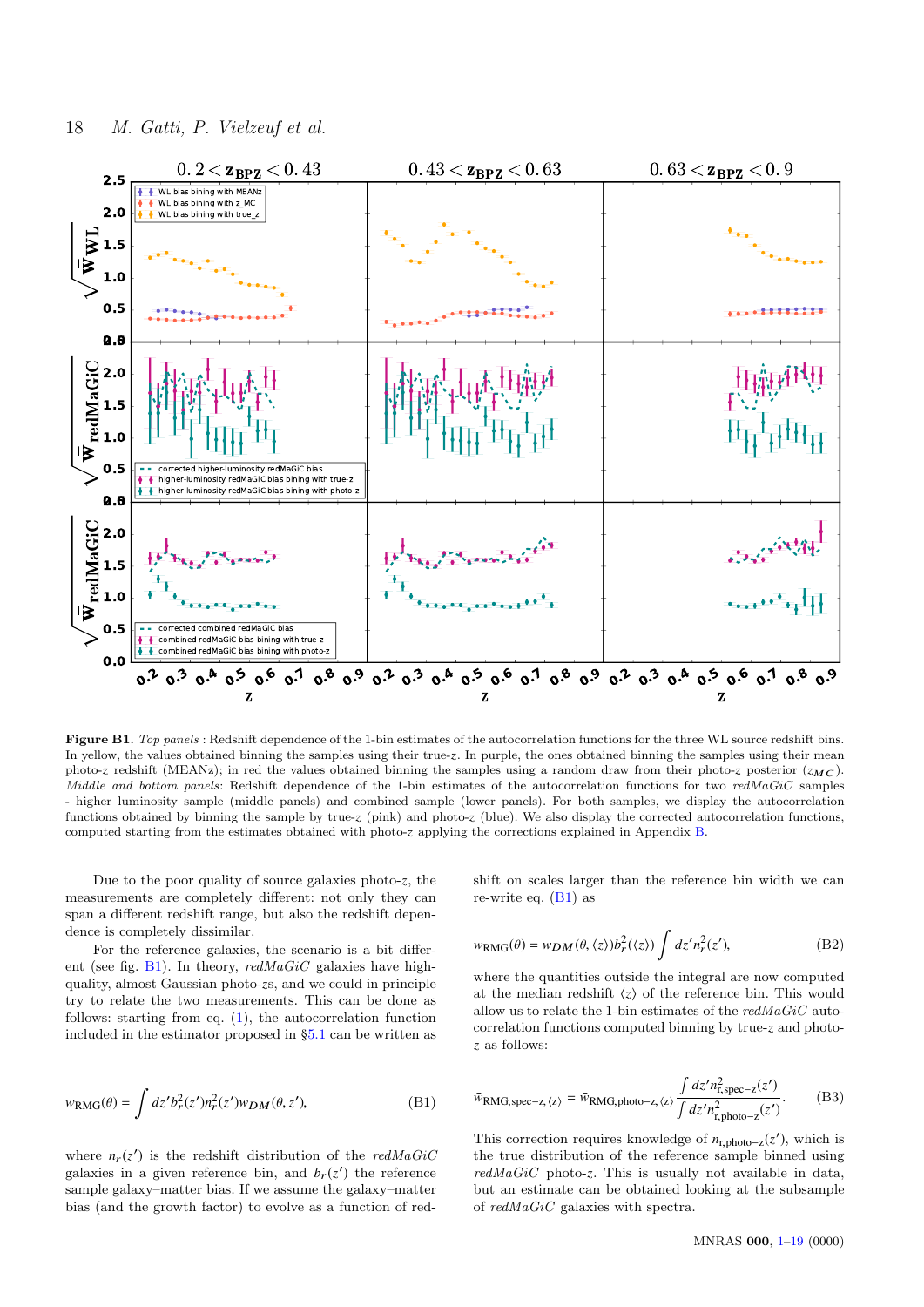**Figure B1.** *Top panels* : Redshift dependence of the 1-bin estimates of the autocorrelation functions for the three WL source redshift bins. In yellow, the values obtained binning the samples using their true-$z$. In purple, the ones obtained binning the samples using their mean photo-$z$ redshift (MEANz); in red the values obtained binning the samples using a random draw from their photo-$z$ posterior ($z_{MC}$). *Middle and bottom panels*: Redshift dependence of the 1-bin estimates of the autocorrelation functions for two *redMaGiC* samples - higher luminosity sample (middle panels) and combined sample (lower panels). For both samples, we display the autocorrelation functions obtained by binning the sample by true-$z$ (pink) and photo-$z$ (blue). We also display the corrected autocorrelation functions, computed starting from the estimates obtained with photo-$z$ applying the corrections explained in Appendix B.

Due to the poor quality of source galaxies photo-$z$, the measurements are completely different: not only they can span a different redshift range, but also the redshift dependence is completely dissimilar.

For the reference galaxies, the scenario is a bit different (see fig. B1). In theory, *redMaGiC* galaxies have high-quality, almost Gaussian photo-$z$s, and we could in principle try to relate the two measurements. This can be done as follows: starting from eq. (1), the autocorrelation function included in the estimator proposed in §5.1 can be written as

$$w_{\rm RMG}(\theta) = \int dz' b_r^2(z') n_r^2(z') w_{DM}(\theta, z'), \tag{B1}$$

where $n_r(z')$ is the redshift distribution of the *redMaGiC* galaxies in a given reference bin, and $b_r(z')$ the reference sample galaxy–matter bias. If we assume the galaxy–matter bias (and the growth factor) to evolve as a function of redshift on scales larger than the reference bin width we can re-write eq. (B1) as

$$w_{\rm RMG}(\theta) = w_{DM}(\theta, \langle z \rangle) b_r^2(\langle z \rangle) \int dz' n_r^2(z'), \tag{B2}$$

where the quantities outside the integral are now computed at the median redshift $\langle z \rangle$ of the reference bin. This would allow us to relate the 1-bin estimates of the *redMaGiC* autocorrelation functions computed binning by true-$z$ and photo-$z$ as follows:

$$\bar{w}_{\rm RMG, spec-z, \langle z \rangle} = \bar{w}_{\rm RMG, photo-z, \langle z \rangle} \frac{\int dz' n^2_{\rm r, spec-z}(z')}{\int dz' n^2_{\rm r, photo-z}(z')}. \tag{B3}$$

This correction requires knowledge of $n_{\rm r,photo-z}(z')$, which is the true distribution of the reference sample binned using *redMaGiC* photo-$z$. This is usually not available in data, but an estimate can be obtained looking at the subsample of *redMaGiC* galaxies with spectra.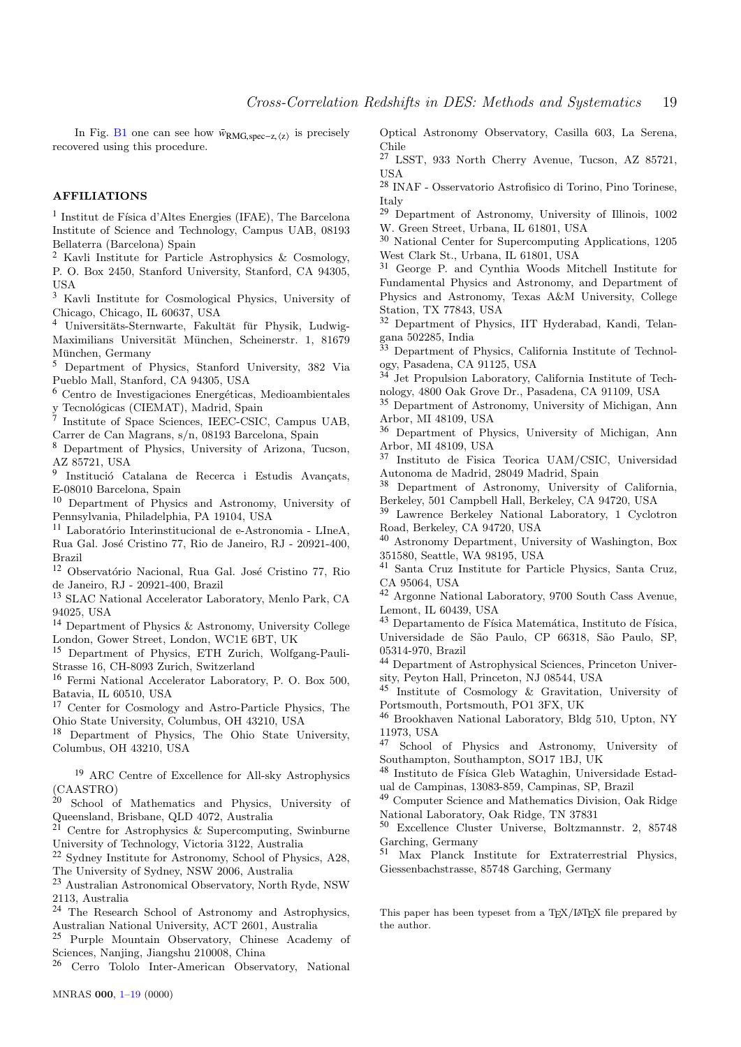In Fig. B1 one can see how $\bar{w}_{\rm RMG,spec-z,\langle z\rangle}$ is precisely recovered using this procedure.

## AFFILIATIONS

[1] Institut de Física d'Altes Energies (IFAE), The Barcelona Institute of Science and Technology, Campus UAB, 08193 Bellaterra (Barcelona) Spain
[2] Kavli Institute for Particle Astrophysics & Cosmology, P. O. Box 2450, Stanford University, Stanford, CA 94305, USA
[3] Kavli Institute for Cosmological Physics, University of Chicago, Chicago, IL 60637, USA
[4] Universitäts-Sternwarte, Fakultät für Physik, Ludwig-Maximilians Universität München, Scheinerstr. 1, 81679 München, Germany
[5] Department of Physics, Stanford University, 382 Via Pueblo Mall, Stanford, CA 94305, USA
[6] Centro de Investigaciones Energéticas, Medioambientales y Tecnológicas (CIEMAT), Madrid, Spain
[7] Institute of Space Sciences, IEEC-CSIC, Campus UAB, Carrer de Can Magrans, s/n, 08193 Barcelona, Spain
[8] Department of Physics, University of Arizona, Tucson, AZ 85721, USA
[9] Institució Catalana de Recerca i Estudis Avançats, E-08010 Barcelona, Spain
[10] Department of Physics and Astronomy, University of Pennsylvania, Philadelphia, PA 19104, USA
[11] Laboratório Interinstitucional de e-Astronomia - LIneA, Rua Gal. José Cristino 77, Rio de Janeiro, RJ - 20921-400, Brazil
[12] Observatório Nacional, Rua Gal. José Cristino 77, Rio de Janeiro, RJ - 20921-400, Brazil
[13] SLAC National Accelerator Laboratory, Menlo Park, CA 94025, USA
[14] Department of Physics & Astronomy, University College London, Gower Street, London, WC1E 6BT, UK
[15] Department of Physics, ETH Zurich, Wolfgang-Pauli-Strasse 16, CH-8093 Zurich, Switzerland
[16] Fermi National Accelerator Laboratory, P. O. Box 500, Batavia, IL 60510, USA
[17] Center for Cosmology and Astro-Particle Physics, The Ohio State University, Columbus, OH 43210, USA
[18] Department of Physics, The Ohio State University, Columbus, OH 43210, USA
[19] ARC Centre of Excellence for All-sky Astrophysics (CAASTRO)
[20] School of Mathematics and Physics, University of Queensland, Brisbane, QLD 4072, Australia
[21] Centre for Astrophysics & Supercomputing, Swinburne University of Technology, Victoria 3122, Australia
[22] Sydney Institute for Astronomy, School of Physics, A28, The University of Sydney, NSW 2006, Australia
[23] Australian Astronomical Observatory, North Ryde, NSW 2113, Australia
[24] The Research School of Astronomy and Astrophysics, Australian National University, ACT 2601, Australia
[25] Purple Mountain Observatory, Chinese Academy of Sciences, Nanjing, Jiangshu 210008, China
[26] Cerro Tololo Inter-American Observatory, National Optical Astronomy Observatory, Casilla 603, La Serena, Chile
[27] LSST, 933 North Cherry Avenue, Tucson, AZ 85721, USA
[28] INAF - Osservatorio Astrofisico di Torino, Pino Torinese, Italy
[29] Department of Astronomy, University of Illinois, 1002 W. Green Street, Urbana, IL 61801, USA
[30] National Center for Supercomputing Applications, 1205 West Clark St., Urbana, IL 61801, USA
[31] George P. and Cynthia Woods Mitchell Institute for Fundamental Physics and Astronomy, and Department of Physics and Astronomy, Texas A&M University, College Station, TX 77843, USA
[32] Department of Physics, IIT Hyderabad, Kandi, Telangana 502285, India
[33] Department of Physics, California Institute of Technology, Pasadena, CA 91125, USA
[34] Jet Propulsion Laboratory, California Institute of Technology, 4800 Oak Grove Dr., Pasadena, CA 91109, USA
[35] Department of Astronomy, University of Michigan, Ann Arbor, MI 48109, USA
[36] Department of Physics, University of Michigan, Ann Arbor, MI 48109, USA
[37] Instituto de Fisica Teorica UAM/CSIC, Universidad Autonoma de Madrid, 28049 Madrid, Spain
[38] Department of Astronomy, University of California, Berkeley, 501 Campbell Hall, Berkeley, CA 94720, USA
[39] Lawrence Berkeley National Laboratory, 1 Cyclotron Road, Berkeley, CA 94720, USA
[40] Astronomy Department, University of Washington, Box 351580, Seattle, WA 98195, USA
[41] Santa Cruz Institute for Particle Physics, Santa Cruz, CA 95064, USA
[42] Argonne National Laboratory, 9700 South Cass Avenue, Lemont, IL 60439, USA
[43] Departamento de Física Matemática, Instituto de Física, Universidade de São Paulo, CP 66318, São Paulo, SP, 05314-970, Brazil
[44] Department of Astrophysical Sciences, Princeton University, Peyton Hall, Princeton, NJ 08544, USA
[45] Institute of Cosmology & Gravitation, University of Portsmouth, Portsmouth, PO1 3FX, UK
[46] Brookhaven National Laboratory, Bldg 510, Upton, NY 11973, USA
[47] School of Physics and Astronomy, University of Southampton, Southampton, SO17 1BJ, UK
[48] Instituto de Física Gleb Wataghin, Universidade Estadual de Campinas, 13083-859, Campinas, SP, Brazil
[49] Computer Science and Mathematics Division, Oak Ridge National Laboratory, Oak Ridge, TN 37831
[50] Excellence Cluster Universe, Boltzmannstr. 2, 85748 Garching, Germany
[51] Max Planck Institute for Extraterrestrial Physics, Giessenbachstrasse, 85748 Garching, Germany

This paper has been typeset from a TEX/LATEX file prepared by the author.